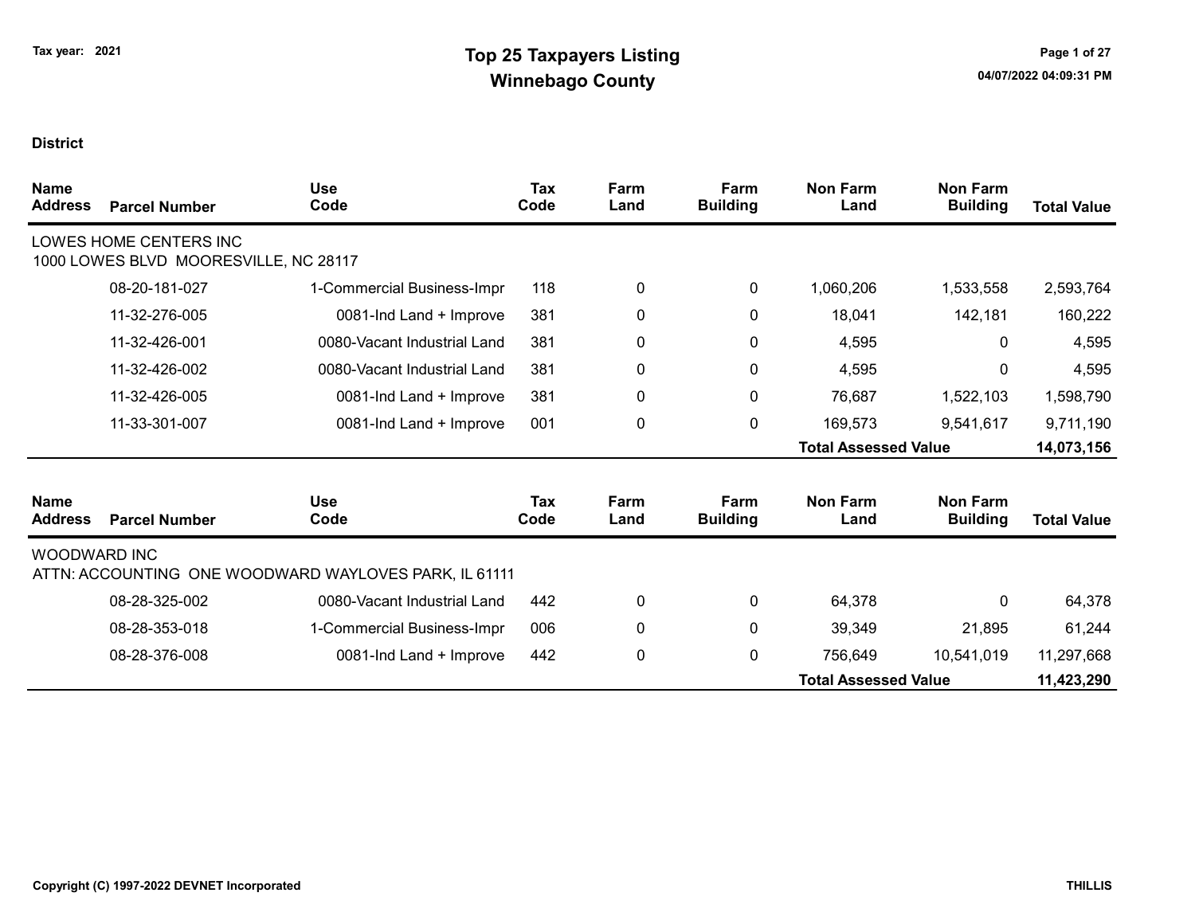Tax year: 2021

# Top 25 Taxpayers Listing
## Winnebago County

04/07/2022 04:09:31 PM

**District**

| Name / Address | Parcel Number | Use Code | Tax Code | Farm Land | Farm Building | Non Farm Land | Non Farm Building | Total Value |
|---|---|---|---|---|---|---|---|---|
| LOWES HOME CENTERS INC<br>1000 LOWES BLVD MOORESVILLE, NC 28117 | | | | | | | | |
| | 08-20-181-027 | 1-Commercial Business-Impr | 118 | 0 | 0 | 1,060,206 | 1,533,558 | 2,593,764 |
| | 11-32-276-005 | 0081-Ind Land + Improve | 381 | 0 | 0 | 18,041 | 142,181 | 160,222 |
| | 11-32-426-001 | 0080-Vacant Industrial Land | 381 | 0 | 0 | 4,595 | 0 | 4,595 |
| | 11-32-426-002 | 0080-Vacant Industrial Land | 381 | 0 | 0 | 4,595 | 0 | 4,595 |
| | 11-32-426-005 | 0081-Ind Land + Improve | 381 | 0 | 0 | 76,687 | 1,522,103 | 1,598,790 |
| | 11-33-301-007 | 0081-Ind Land + Improve | 001 | 0 | 0 | 169,573 | 9,541,617 | 9,711,190 |
| | | | | | | **Total Assessed Value** | | **14,073,156** |

| Name / Address | Parcel Number | Use Code | Tax Code | Farm Land | Farm Building | Non Farm Land | Non Farm Building | Total Value |
|---|---|---|---|---|---|---|---|---|
| WOODWARD INC<br>ATTN: ACCOUNTING ONE WOODWARD WAYLOVES PARK, IL 61111 | | | | | | | | |
| | 08-28-325-002 | 0080-Vacant Industrial Land | 442 | 0 | 0 | 64,378 | 0 | 64,378 |
| | 08-28-353-018 | 1-Commercial Business-Impr | 006 | 0 | 0 | 39,349 | 21,895 | 61,244 |
| | 08-28-376-008 | 0081-Ind Land + Improve | 442 | 0 | 0 | 756,649 | 10,541,019 | 11,297,668 |
| | | | | | | **Total Assessed Value** | | **11,423,290** |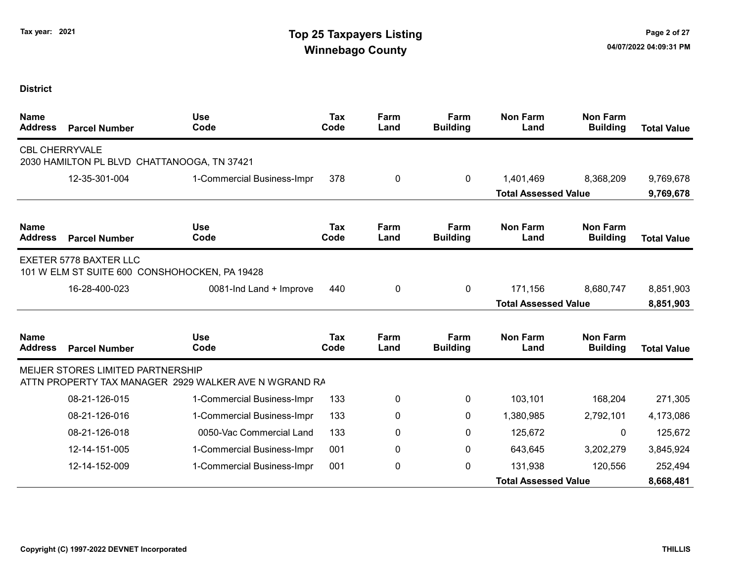Tax year: 2021

# Top 25 Taxpayers Listing
## Winnebago County

**District**

| Name Address | Parcel Number | Use Code | Tax Code | Farm Land | Farm Building | Non Farm Land | Non Farm Building | Total Value |
|---|---|---|---|---|---|---|---|---|
| CBL CHERRYVALE | | | | | | | | |
| 2030 HAMILTON PL BLVD CHATTANOOGA, TN 37421 | | | | | | | | |
| | 12-35-301-004 | 1-Commercial Business-Impr | 378 | 0 | 0 | 1,401,469 | 8,368,209 | 9,769,678 |
| | | | | | | **Total Assessed Value** | | **9,769,678** |

| Name Address | Parcel Number | Use Code | Tax Code | Farm Land | Farm Building | Non Farm Land | Non Farm Building | Total Value |
|---|---|---|---|---|---|---|---|---|
| EXETER 5778 BAXTER LLC | | | | | | | | |
| 101 W ELM ST SUITE 600 CONSHOHOCKEN, PA 19428 | | | | | | | | |
| | 16-28-400-023 | 0081-Ind Land + Improve | 440 | 0 | 0 | 171,156 | 8,680,747 | 8,851,903 |
| | | | | | | **Total Assessed Value** | | **8,851,903** |

| Name Address | Parcel Number | Use Code | Tax Code | Farm Land | Farm Building | Non Farm Land | Non Farm Building | Total Value |
|---|---|---|---|---|---|---|---|---|
| MEIJER STORES LIMITED PARTNERSHIP | | | | | | | | |
| ATTN PROPERTY TAX MANAGER 2929 WALKER AVE N WGRAND RA | | | | | | | | |
| | 08-21-126-015 | 1-Commercial Business-Impr | 133 | 0 | 0 | 103,101 | 168,204 | 271,305 |
| | 08-21-126-016 | 1-Commercial Business-Impr | 133 | 0 | 0 | 1,380,985 | 2,792,101 | 4,173,086 |
| | 08-21-126-018 | 0050-Vac Commercial Land | 133 | 0 | 0 | 125,672 | 0 | 125,672 |
| | 12-14-151-005 | 1-Commercial Business-Impr | 001 | 0 | 0 | 643,645 | 3,202,279 | 3,845,924 |
| | 12-14-152-009 | 1-Commercial Business-Impr | 001 | 0 | 0 | 131,938 | 120,556 | 252,494 |
| | | | | | | **Total Assessed Value** | | **8,668,481** |

Copyright (C) 1997-2022 DEVNET Incorporated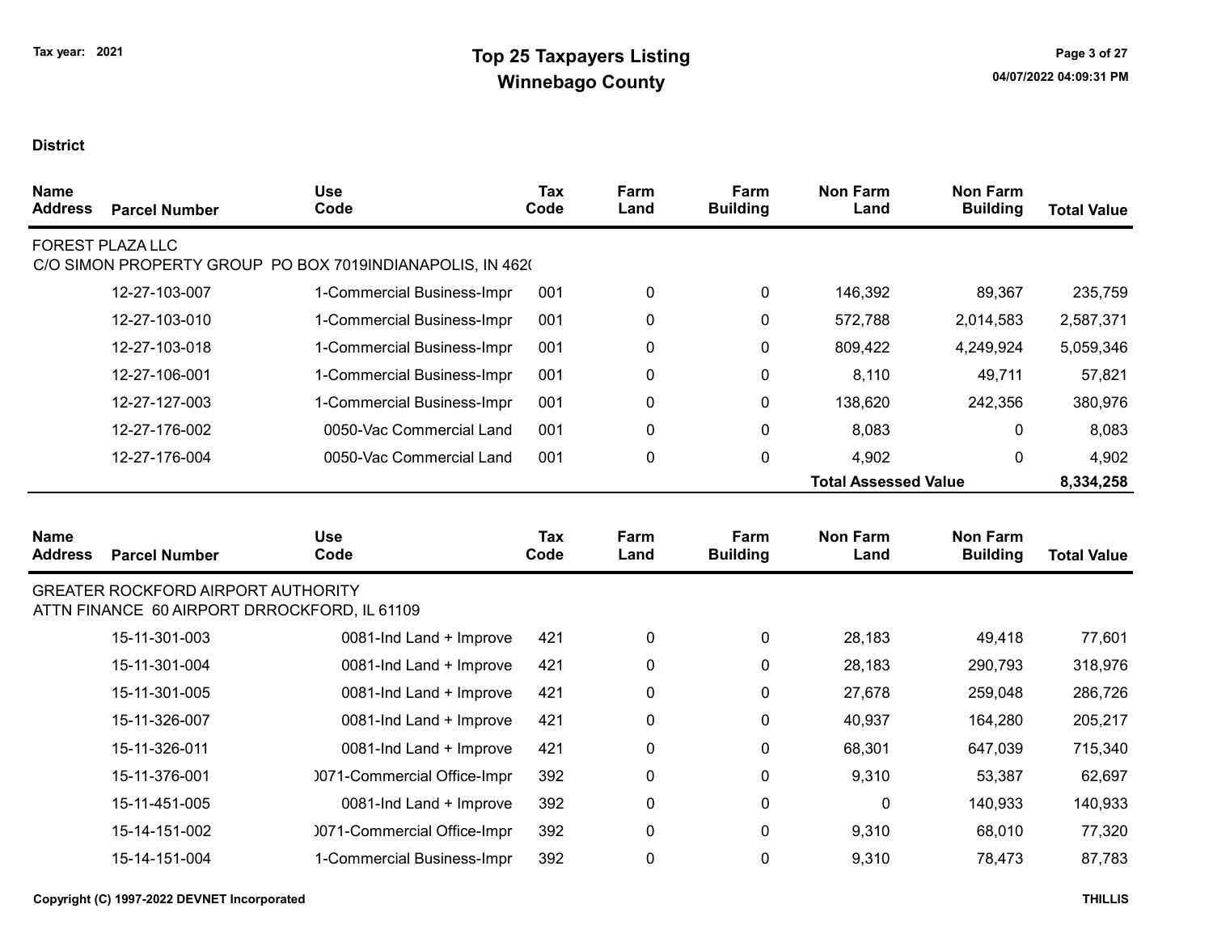**District**

| Name Address | Parcel Number | Use Code | Tax Code | Farm Land | Farm Building | Non Farm Land | Non Farm Building | Total Value |
|---|---|---|---|---|---|---|---|---|
| FOREST PLAZA LLC | | | | | | | | |
| C/O SIMON PROPERTY GROUP PO BOX 7019INDIANAPOLIS, IN 462( | | | | | | | | |
| | 12-27-103-007 | 1-Commercial Business-Impr | 001 | 0 | 0 | 146,392 | 89,367 | 235,759 |
| | 12-27-103-010 | 1-Commercial Business-Impr | 001 | 0 | 0 | 572,788 | 2,014,583 | 2,587,371 |
| | 12-27-103-018 | 1-Commercial Business-Impr | 001 | 0 | 0 | 809,422 | 4,249,924 | 5,059,346 |
| | 12-27-106-001 | 1-Commercial Business-Impr | 001 | 0 | 0 | 8,110 | 49,711 | 57,821 |
| | 12-27-127-003 | 1-Commercial Business-Impr | 001 | 0 | 0 | 138,620 | 242,356 | 380,976 |
| | 12-27-176-002 | 0050-Vac Commercial Land | 001 | 0 | 0 | 8,083 | 0 | 8,083 |
| | 12-27-176-004 | 0050-Vac Commercial Land | 001 | 0 | 0 | 4,902 | 0 | 4,902 |
| | | | | | | **Total Assessed Value** | | **8,334,258** |

| Name Address | Parcel Number | Use Code | Tax Code | Farm Land | Farm Building | Non Farm Land | Non Farm Building | Total Value |
|---|---|---|---|---|---|---|---|---|
| GREATER ROCKFORD AIRPORT AUTHORITY | | | | | | | | |
| ATTN FINANCE 60 AIRPORT DRROCKFORD, IL 61109 | | | | | | | | |
| | 15-11-301-003 | 0081-Ind Land + Improve | 421 | 0 | 0 | 28,183 | 49,418 | 77,601 |
| | 15-11-301-004 | 0081-Ind Land + Improve | 421 | 0 | 0 | 28,183 | 290,793 | 318,976 |
| | 15-11-301-005 | 0081-Ind Land + Improve | 421 | 0 | 0 | 27,678 | 259,048 | 286,726 |
| | 15-11-326-007 | 0081-Ind Land + Improve | 421 | 0 | 0 | 40,937 | 164,280 | 205,217 |
| | 15-11-326-011 | 0081-Ind Land + Improve | 421 | 0 | 0 | 68,301 | 647,039 | 715,340 |
| | 15-11-376-001 | )071-Commercial Office-Impr | 392 | 0 | 0 | 9,310 | 53,387 | 62,697 |
| | 15-11-451-005 | 0081-Ind Land + Improve | 392 | 0 | 0 | 0 | 140,933 | 140,933 |
| | 15-14-151-002 | )071-Commercial Office-Impr | 392 | 0 | 0 | 9,310 | 68,010 | 77,320 |
| | 15-14-151-004 | 1-Commercial Business-Impr | 392 | 0 | 0 | 9,310 | 78,473 | 87,783 |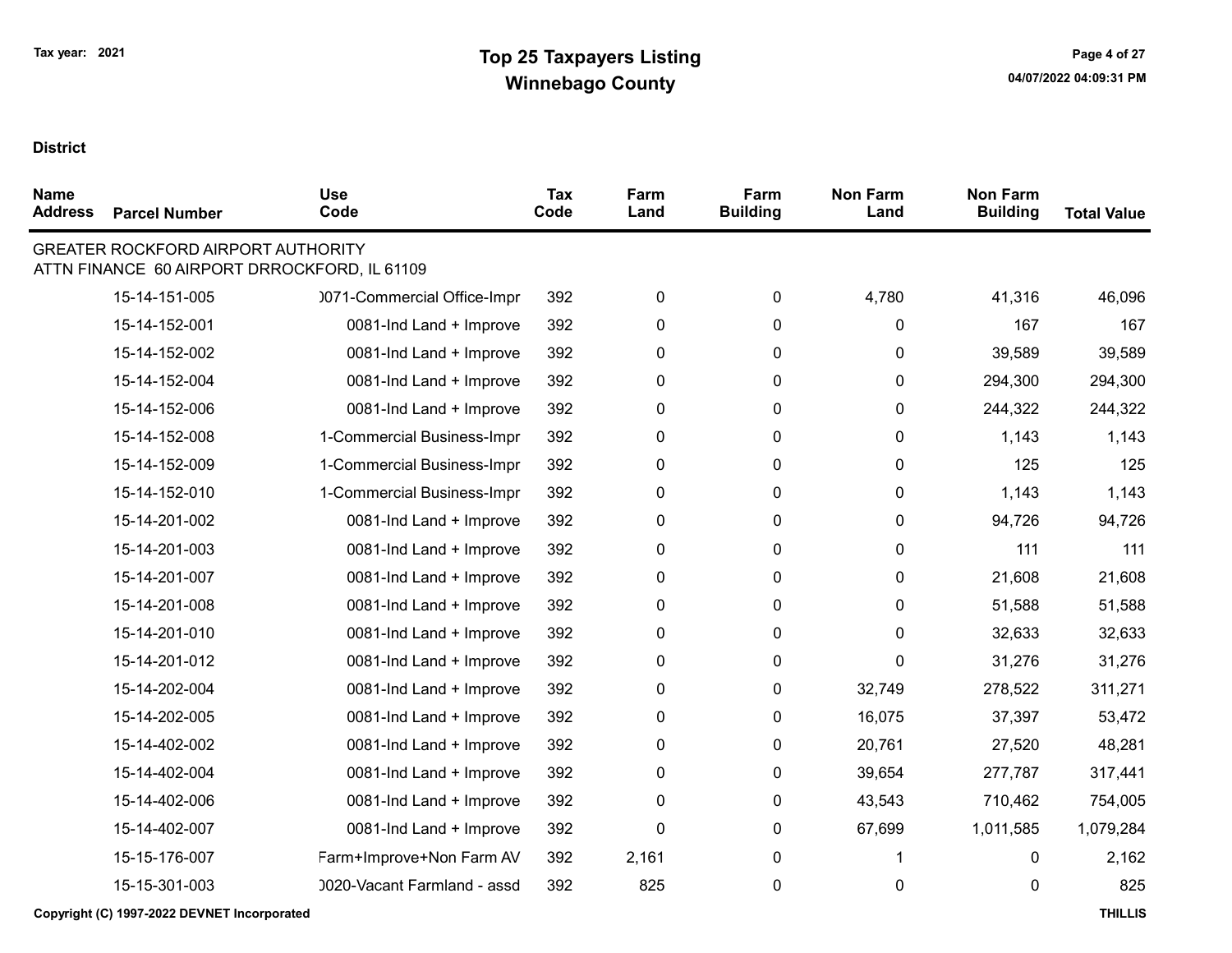# Top 25 Taxpayers Listing

## Winnebago County

Tax year: 2021

**District**

| Name Address | Parcel Number | Use Code | Tax Code | Farm Land | Farm Building | Non Farm Land | Non Farm Building | Total Value |
|---|---|---|---|---|---|---|---|---|
| GREATER ROCKFORD AIRPORT AUTHORITY<br>ATTN FINANCE 60 AIRPORT DRROCKFORD, IL 61109 | | | | | | | | |
| | 15-14-151-005 | )071-Commercial Office-Impr | 392 | 0 | 0 | 4,780 | 41,316 | 46,096 |
| | 15-14-152-001 | 0081-Ind Land + Improve | 392 | 0 | 0 | 0 | 167 | 167 |
| | 15-14-152-002 | 0081-Ind Land + Improve | 392 | 0 | 0 | 0 | 39,589 | 39,589 |
| | 15-14-152-004 | 0081-Ind Land + Improve | 392 | 0 | 0 | 0 | 294,300 | 294,300 |
| | 15-14-152-006 | 0081-Ind Land + Improve | 392 | 0 | 0 | 0 | 244,322 | 244,322 |
| | 15-14-152-008 | 1-Commercial Business-Impr | 392 | 0 | 0 | 0 | 1,143 | 1,143 |
| | 15-14-152-009 | 1-Commercial Business-Impr | 392 | 0 | 0 | 0 | 125 | 125 |
| | 15-14-152-010 | 1-Commercial Business-Impr | 392 | 0 | 0 | 0 | 1,143 | 1,143 |
| | 15-14-201-002 | 0081-Ind Land + Improve | 392 | 0 | 0 | 0 | 94,726 | 94,726 |
| | 15-14-201-003 | 0081-Ind Land + Improve | 392 | 0 | 0 | 0 | 111 | 111 |
| | 15-14-201-007 | 0081-Ind Land + Improve | 392 | 0 | 0 | 0 | 21,608 | 21,608 |
| | 15-14-201-008 | 0081-Ind Land + Improve | 392 | 0 | 0 | 0 | 51,588 | 51,588 |
| | 15-14-201-010 | 0081-Ind Land + Improve | 392 | 0 | 0 | 0 | 32,633 | 32,633 |
| | 15-14-201-012 | 0081-Ind Land + Improve | 392 | 0 | 0 | 0 | 31,276 | 31,276 |
| | 15-14-202-004 | 0081-Ind Land + Improve | 392 | 0 | 0 | 32,749 | 278,522 | 311,271 |
| | 15-14-202-005 | 0081-Ind Land + Improve | 392 | 0 | 0 | 16,075 | 37,397 | 53,472 |
| | 15-14-402-002 | 0081-Ind Land + Improve | 392 | 0 | 0 | 20,761 | 27,520 | 48,281 |
| | 15-14-402-004 | 0081-Ind Land + Improve | 392 | 0 | 0 | 39,654 | 277,787 | 317,441 |
| | 15-14-402-006 | 0081-Ind Land + Improve | 392 | 0 | 0 | 43,543 | 710,462 | 754,005 |
| | 15-14-402-007 | 0081-Ind Land + Improve | 392 | 0 | 0 | 67,699 | 1,011,585 | 1,079,284 |
| | 15-15-176-007 | Farm+Improve+Non Farm AV | 392 | 2,161 | 0 | 1 | 0 | 2,162 |
| | 15-15-301-003 | )020-Vacant Farmland - assd | 392 | 825 | 0 | 0 | 0 | 825 |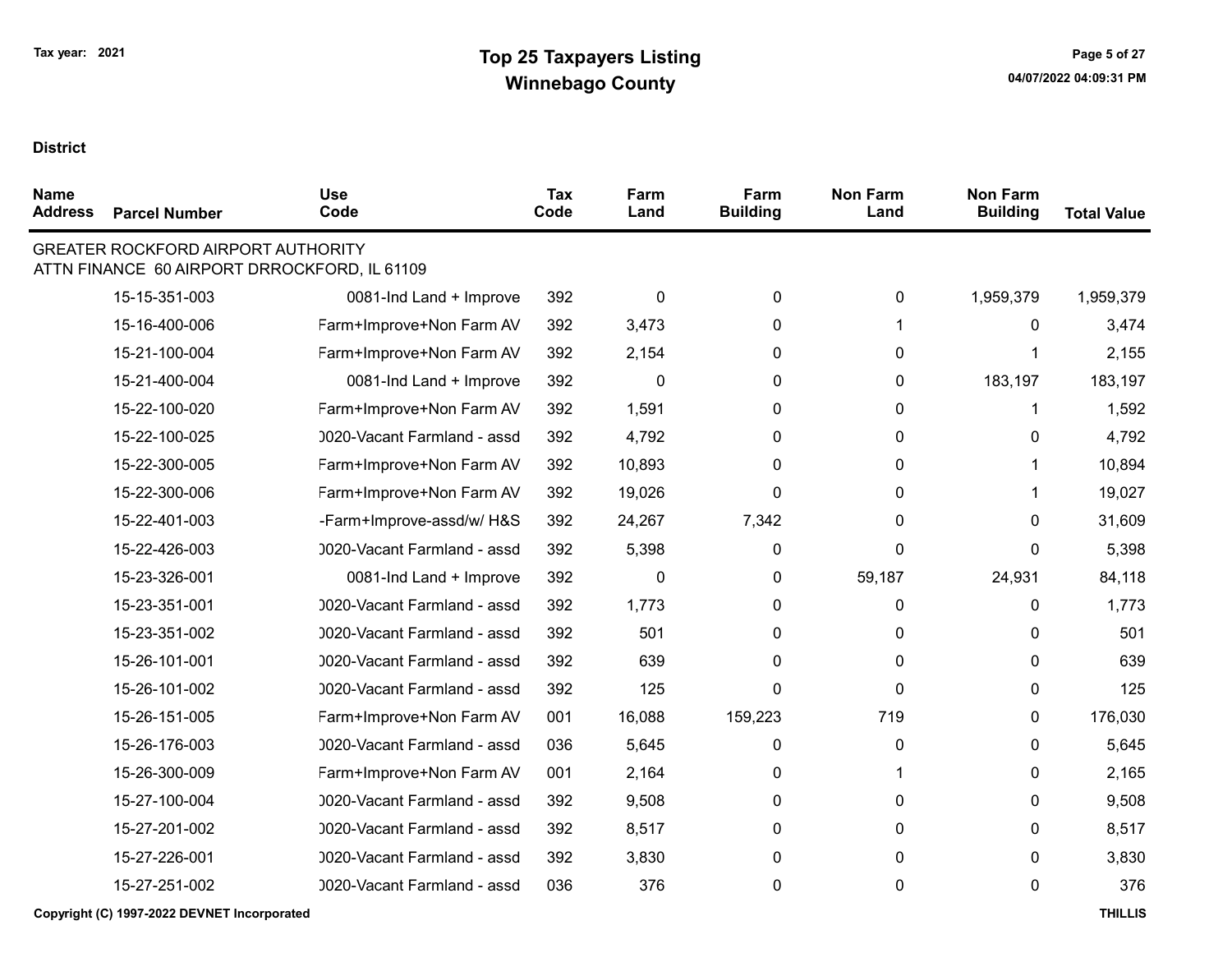# Top 25 Taxpayers Listing
## Winnebago County

Tax year: 2021

**District**

| Name Address | Parcel Number | Use Code | Tax Code | Farm Land | Farm Building | Non Farm Land | Non Farm Building | Total Value |
|---|---|---|---|---|---|---|---|---|
| GREATER ROCKFORD AIRPORT AUTHORITY ATTN FINANCE 60 AIRPORT DRROCKFORD, IL 61109 | | | | | | | | |
| | 15-15-351-003 | 0081-Ind Land + Improve | 392 | 0 | 0 | 0 | 1,959,379 | 1,959,379 |
| | 15-16-400-006 | Farm+Improve+Non Farm AV | 392 | 3,473 | 0 | 1 | 0 | 3,474 |
| | 15-21-100-004 | Farm+Improve+Non Farm AV | 392 | 2,154 | 0 | 0 | 1 | 2,155 |
| | 15-21-400-004 | 0081-Ind Land + Improve | 392 | 0 | 0 | 0 | 183,197 | 183,197 |
| | 15-22-100-020 | Farm+Improve+Non Farm AV | 392 | 1,591 | 0 | 0 | 1 | 1,592 |
| | 15-22-100-025 | 0020-Vacant Farmland - assd | 392 | 4,792 | 0 | 0 | 0 | 4,792 |
| | 15-22-300-005 | Farm+Improve+Non Farm AV | 392 | 10,893 | 0 | 0 | 1 | 10,894 |
| | 15-22-300-006 | Farm+Improve+Non Farm AV | 392 | 19,026 | 0 | 0 | 1 | 19,027 |
| | 15-22-401-003 | -Farm+Improve-assd/w/ H&S | 392 | 24,267 | 7,342 | 0 | 0 | 31,609 |
| | 15-22-426-003 | 0020-Vacant Farmland - assd | 392 | 5,398 | 0 | 0 | 0 | 5,398 |
| | 15-23-326-001 | 0081-Ind Land + Improve | 392 | 0 | 0 | 59,187 | 24,931 | 84,118 |
| | 15-23-351-001 | 0020-Vacant Farmland - assd | 392 | 1,773 | 0 | 0 | 0 | 1,773 |
| | 15-23-351-002 | 0020-Vacant Farmland - assd | 392 | 501 | 0 | 0 | 0 | 501 |
| | 15-26-101-001 | 0020-Vacant Farmland - assd | 392 | 639 | 0 | 0 | 0 | 639 |
| | 15-26-101-002 | 0020-Vacant Farmland - assd | 392 | 125 | 0 | 0 | 0 | 125 |
| | 15-26-151-005 | Farm+Improve+Non Farm AV | 001 | 16,088 | 159,223 | 719 | 0 | 176,030 |
| | 15-26-176-003 | 0020-Vacant Farmland - assd | 036 | 5,645 | 0 | 0 | 0 | 5,645 |
| | 15-26-300-009 | Farm+Improve+Non Farm AV | 001 | 2,164 | 0 | 1 | 0 | 2,165 |
| | 15-27-100-004 | 0020-Vacant Farmland - assd | 392 | 9,508 | 0 | 0 | 0 | 9,508 |
| | 15-27-201-002 | 0020-Vacant Farmland - assd | 392 | 8,517 | 0 | 0 | 0 | 8,517 |
| | 15-27-226-001 | 0020-Vacant Farmland - assd | 392 | 3,830 | 0 | 0 | 0 | 3,830 |
| | 15-27-251-002 | 0020-Vacant Farmland - assd | 036 | 376 | 0 | 0 | 0 | 376 |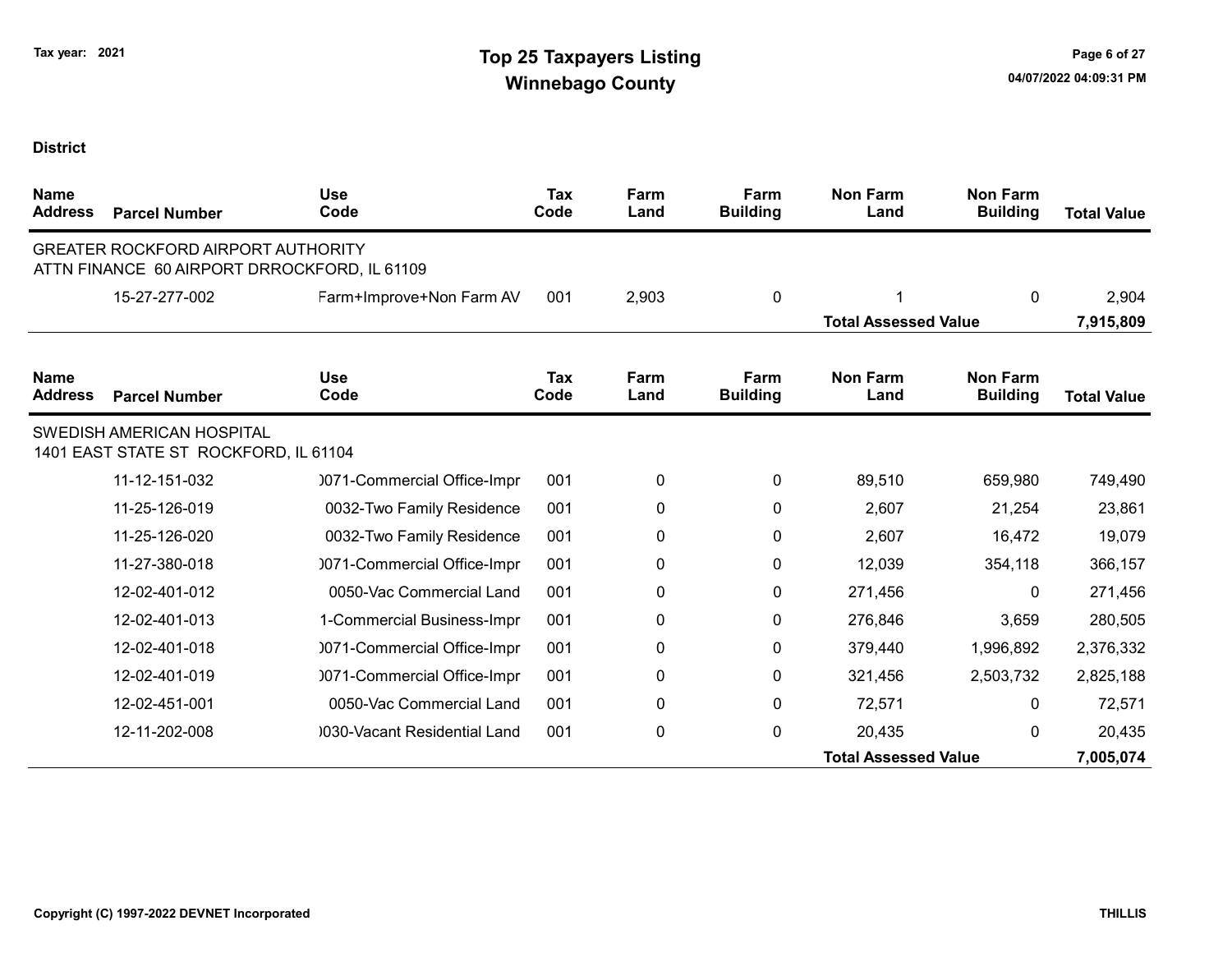# Top 25 Taxpayers Listing
## Winnebago County

Tax year: 2021

**District**

| Name Address | Parcel Number | Use Code | Tax Code | Farm Land | Farm Building | Non Farm Land | Non Farm Building | Total Value |
|---|---|---|---|---|---|---|---|---|
| GREATER ROCKFORD AIRPORT AUTHORITY<br>ATTN FINANCE 60 AIRPORT DRROCKFORD, IL 61109 | | | | | | | | |
| | 15-27-277-002 | Farm+Improve+Non Farm AV | 001 | 2,903 | 0 | 1 | 0 | 2,904 |
| | | | | | | **Total Assessed Value** | | **7,915,809** |

| Name Address | Parcel Number | Use Code | Tax Code | Farm Land | Farm Building | Non Farm Land | Non Farm Building | Total Value |
|---|---|---|---|---|---|---|---|---|
| SWEDISH AMERICAN HOSPITAL<br>1401 EAST STATE ST ROCKFORD, IL 61104 | | | | | | | | |
| | 11-12-151-032 | )071-Commercial Office-Impr | 001 | 0 | 0 | 89,510 | 659,980 | 749,490 |
| | 11-25-126-019 | 0032-Two Family Residence | 001 | 0 | 0 | 2,607 | 21,254 | 23,861 |
| | 11-25-126-020 | 0032-Two Family Residence | 001 | 0 | 0 | 2,607 | 16,472 | 19,079 |
| | 11-27-380-018 | )071-Commercial Office-Impr | 001 | 0 | 0 | 12,039 | 354,118 | 366,157 |
| | 12-02-401-012 | 0050-Vac Commercial Land | 001 | 0 | 0 | 271,456 | 0 | 271,456 |
| | 12-02-401-013 | 1-Commercial Business-Impr | 001 | 0 | 0 | 276,846 | 3,659 | 280,505 |
| | 12-02-401-018 | )071-Commercial Office-Impr | 001 | 0 | 0 | 379,440 | 1,996,892 | 2,376,332 |
| | 12-02-401-019 | )071-Commercial Office-Impr | 001 | 0 | 0 | 321,456 | 2,503,732 | 2,825,188 |
| | 12-02-451-001 | 0050-Vac Commercial Land | 001 | 0 | 0 | 72,571 | 0 | 72,571 |
| | 12-11-202-008 | )030-Vacant Residential Land | 001 | 0 | 0 | 20,435 | 0 | 20,435 |
| | | | | | | **Total Assessed Value** | | **7,005,074** |

Copyright (C) 1997-2022 DEVNET Incorporated

THILLIS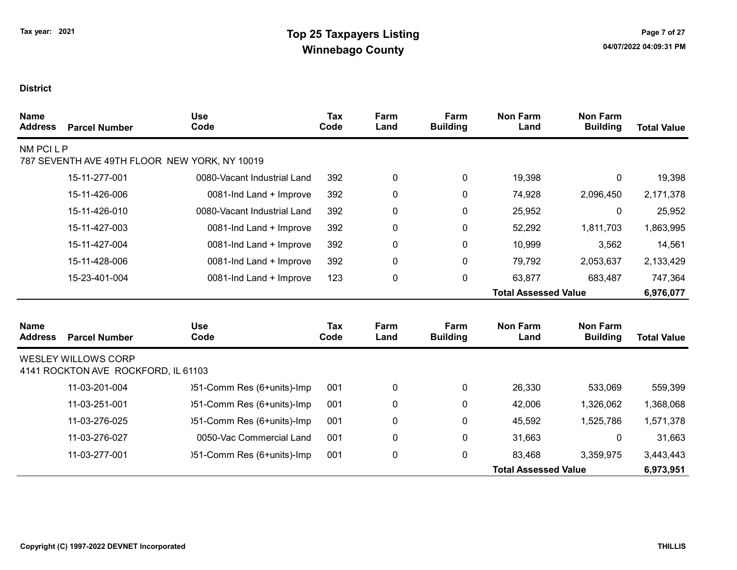Tax year: 2021

# Top 25 Taxpayers Listing
## Winnebago County

**District**

| Name Address | Parcel Number | Use Code | Tax Code | Farm Land | Farm Building | Non Farm Land | Non Farm Building | Total Value |
|---|---|---|---|---|---|---|---|---|
| NM PCI L P<br>787 SEVENTH AVE 49TH FLOOR NEW YORK, NY 10019 | | | | | | | | |
| | 15-11-277-001 | 0080-Vacant Industrial Land | 392 | 0 | 0 | 19,398 | 0 | 19,398 |
| | 15-11-426-006 | 0081-Ind Land + Improve | 392 | 0 | 0 | 74,928 | 2,096,450 | 2,171,378 |
| | 15-11-426-010 | 0080-Vacant Industrial Land | 392 | 0 | 0 | 25,952 | 0 | 25,952 |
| | 15-11-427-003 | 0081-Ind Land + Improve | 392 | 0 | 0 | 52,292 | 1,811,703 | 1,863,995 |
| | 15-11-427-004 | 0081-Ind Land + Improve | 392 | 0 | 0 | 10,999 | 3,562 | 14,561 |
| | 15-11-428-006 | 0081-Ind Land + Improve | 392 | 0 | 0 | 79,792 | 2,053,637 | 2,133,429 |
| | 15-23-401-004 | 0081-Ind Land + Improve | 123 | 0 | 0 | 63,877 | 683,487 | 747,364 |
| | | | | | | **Total Assessed Value** | | **6,976,077** |

| Name Address | Parcel Number | Use Code | Tax Code | Farm Land | Farm Building | Non Farm Land | Non Farm Building | Total Value |
|---|---|---|---|---|---|---|---|---|
| WESLEY WILLOWS CORP<br>4141 ROCKTON AVE ROCKFORD, IL 61103 | | | | | | | | |
| | 11-03-201-004 | )51-Comm Res (6+units)-Imp | 001 | 0 | 0 | 26,330 | 533,069 | 559,399 |
| | 11-03-251-001 | )51-Comm Res (6+units)-Imp | 001 | 0 | 0 | 42,006 | 1,326,062 | 1,368,068 |
| | 11-03-276-025 | )51-Comm Res (6+units)-Imp | 001 | 0 | 0 | 45,592 | 1,525,786 | 1,571,378 |
| | 11-03-276-027 | 0050-Vac Commercial Land | 001 | 0 | 0 | 31,663 | 0 | 31,663 |
| | 11-03-277-001 | )51-Comm Res (6+units)-Imp | 001 | 0 | 0 | 83,468 | 3,359,975 | 3,443,443 |
| | | | | | | **Total Assessed Value** | | **6,973,951** |

Copyright (C) 1997-2022 DEVNET Incorporated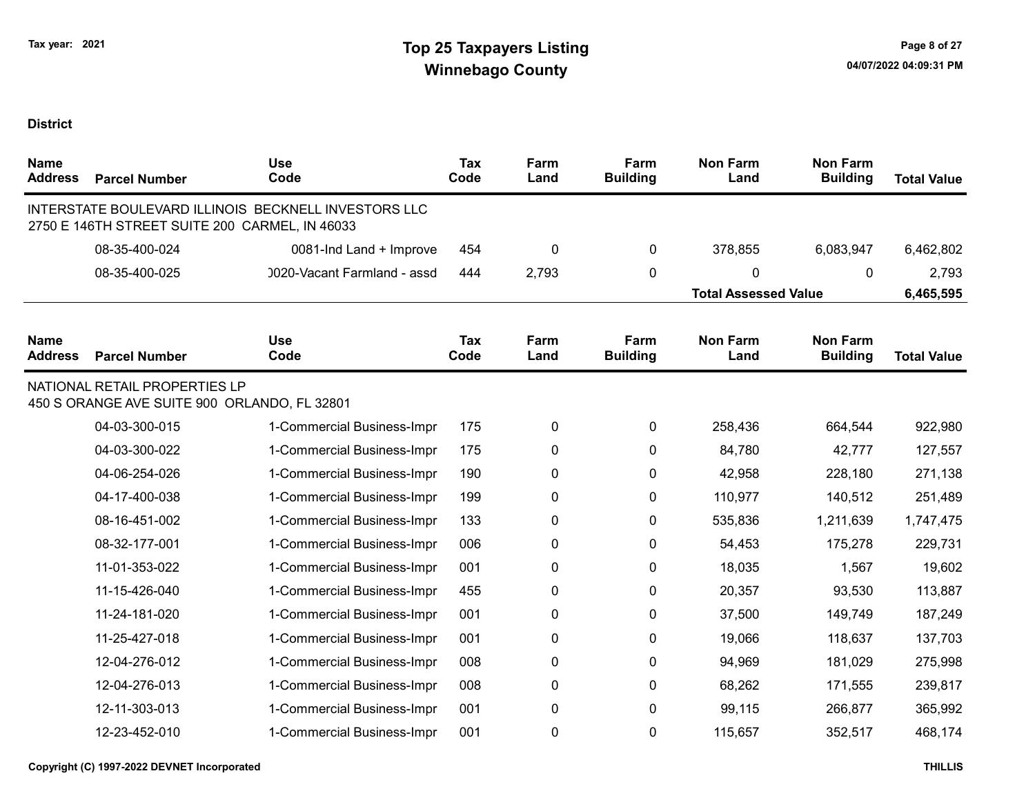Tax year: 2021

# Top 25 Taxpayers Listing
## Winnebago County

**District**

| Name Address | Parcel Number | Use Code | Tax Code | Farm Land | Farm Building | Non Farm Land | Non Farm Building | Total Value |
|---|---|---|---|---|---|---|---|---|
| INTERSTATE BOULEVARD ILLINOIS BECKNELL INVESTORS LLC 2750 E 146TH STREET SUITE 200 CARMEL, IN 46033 | | | | | | | | |
| | 08-35-400-024 | 0081-Ind Land + Improve | 454 | 0 | 0 | 378,855 | 6,083,947 | 6,462,802 |
| | 08-35-400-025 | )020-Vacant Farmland - assd | 444 | 2,793 | 0 | 0 | 0 | 2,793 |
| | | | | | | **Total Assessed Value** | | **6,465,595** |

| Name Address | Parcel Number | Use Code | Tax Code | Farm Land | Farm Building | Non Farm Land | Non Farm Building | Total Value |
|---|---|---|---|---|---|---|---|---|
| NATIONAL RETAIL PROPERTIES LP 450 S ORANGE AVE SUITE 900 ORLANDO, FL 32801 | | | | | | | | |
| | 04-03-300-015 | 1-Commercial Business-Impr | 175 | 0 | 0 | 258,436 | 664,544 | 922,980 |
| | 04-03-300-022 | 1-Commercial Business-Impr | 175 | 0 | 0 | 84,780 | 42,777 | 127,557 |
| | 04-06-254-026 | 1-Commercial Business-Impr | 190 | 0 | 0 | 42,958 | 228,180 | 271,138 |
| | 04-17-400-038 | 1-Commercial Business-Impr | 199 | 0 | 0 | 110,977 | 140,512 | 251,489 |
| | 08-16-451-002 | 1-Commercial Business-Impr | 133 | 0 | 0 | 535,836 | 1,211,639 | 1,747,475 |
| | 08-32-177-001 | 1-Commercial Business-Impr | 006 | 0 | 0 | 54,453 | 175,278 | 229,731 |
| | 11-01-353-022 | 1-Commercial Business-Impr | 001 | 0 | 0 | 18,035 | 1,567 | 19,602 |
| | 11-15-426-040 | 1-Commercial Business-Impr | 455 | 0 | 0 | 20,357 | 93,530 | 113,887 |
| | 11-24-181-020 | 1-Commercial Business-Impr | 001 | 0 | 0 | 37,500 | 149,749 | 187,249 |
| | 11-25-427-018 | 1-Commercial Business-Impr | 001 | 0 | 0 | 19,066 | 118,637 | 137,703 |
| | 12-04-276-012 | 1-Commercial Business-Impr | 008 | 0 | 0 | 94,969 | 181,029 | 275,998 |
| | 12-04-276-013 | 1-Commercial Business-Impr | 008 | 0 | 0 | 68,262 | 171,555 | 239,817 |
| | 12-11-303-013 | 1-Commercial Business-Impr | 001 | 0 | 0 | 99,115 | 266,877 | 365,992 |
| | 12-23-452-010 | 1-Commercial Business-Impr | 001 | 0 | 0 | 115,657 | 352,517 | 468,174 |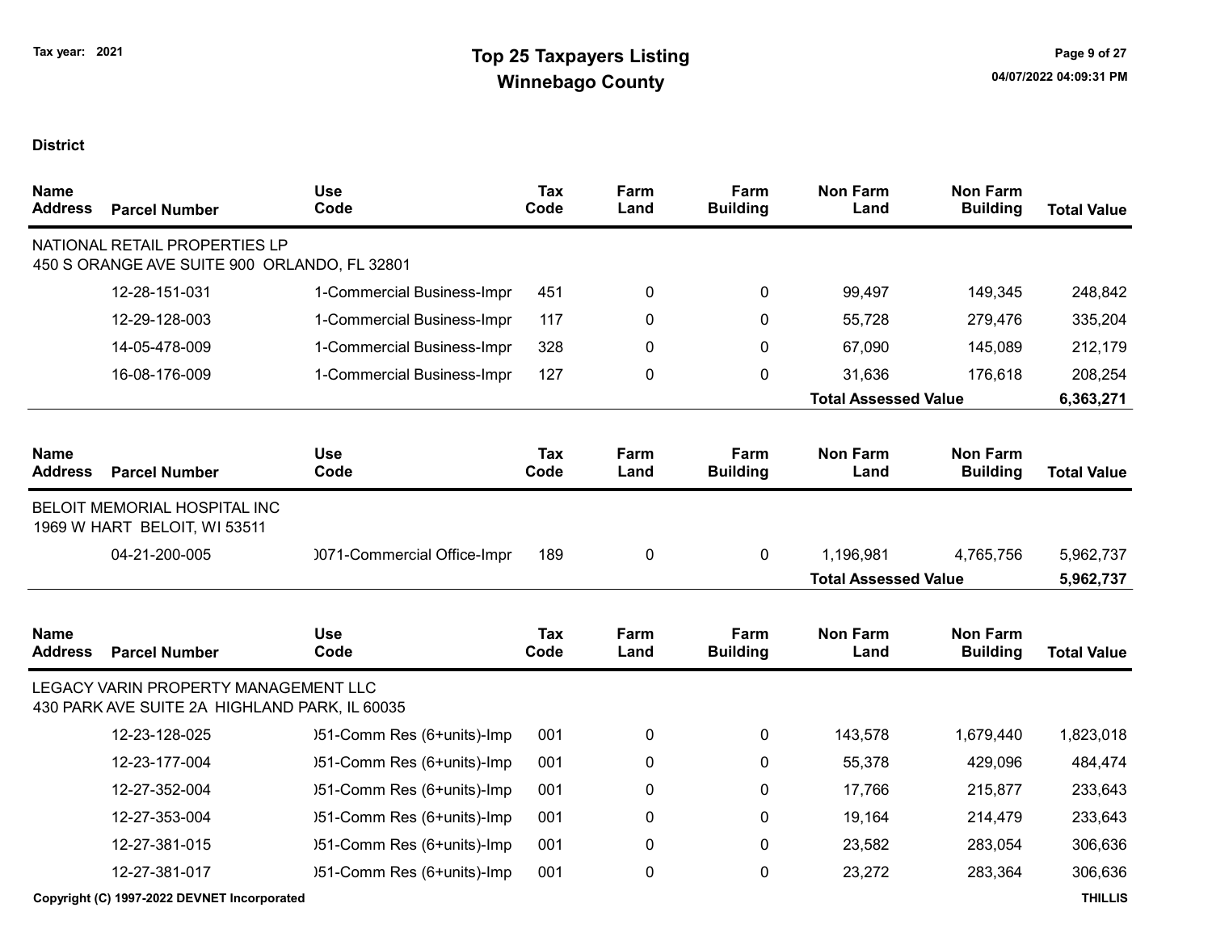**District**

| Name Address | Parcel Number | Use Code | Tax Code | Farm Land | Farm Building | Non Farm Land | Non Farm Building | Total Value |
|---|---|---|---|---|---|---|---|---|
| NATIONAL RETAIL PROPERTIES LP<br>450 S ORANGE AVE SUITE 900 ORLANDO, FL 32801 | | | | | | | | |
| | 12-28-151-031 | 1-Commercial Business-Impr | 451 | 0 | 0 | 99,497 | 149,345 | 248,842 |
| | 12-29-128-003 | 1-Commercial Business-Impr | 117 | 0 | 0 | 55,728 | 279,476 | 335,204 |
| | 14-05-478-009 | 1-Commercial Business-Impr | 328 | 0 | 0 | 67,090 | 145,089 | 212,179 |
| | 16-08-176-009 | 1-Commercial Business-Impr | 127 | 0 | 0 | 31,636 | 176,618 | 208,254 |
| | | | | | | **Total Assessed Value** | | **6,363,271** |

| Name Address | Parcel Number | Use Code | Tax Code | Farm Land | Farm Building | Non Farm Land | Non Farm Building | Total Value |
|---|---|---|---|---|---|---|---|---|
| BELOIT MEMORIAL HOSPITAL INC<br>1969 W HART BELOIT, WI 53511 | | | | | | | | |
| | 04-21-200-005 | )071-Commercial Office-Impr | 189 | 0 | 0 | 1,196,981 | 4,765,756 | 5,962,737 |
| | | | | | | **Total Assessed Value** | | **5,962,737** |

| Name Address | Parcel Number | Use Code | Tax Code | Farm Land | Farm Building | Non Farm Land | Non Farm Building | Total Value |
|---|---|---|---|---|---|---|---|---|
| LEGACY VARIN PROPERTY MANAGEMENT LLC<br>430 PARK AVE SUITE 2A HIGHLAND PARK, IL 60035 | | | | | | | | |
| | 12-23-128-025 | )51-Comm Res (6+units)-Imp | 001 | 0 | 0 | 143,578 | 1,679,440 | 1,823,018 |
| | 12-23-177-004 | )51-Comm Res (6+units)-Imp | 001 | 0 | 0 | 55,378 | 429,096 | 484,474 |
| | 12-27-352-004 | )51-Comm Res (6+units)-Imp | 001 | 0 | 0 | 17,766 | 215,877 | 233,643 |
| | 12-27-353-004 | )51-Comm Res (6+units)-Imp | 001 | 0 | 0 | 19,164 | 214,479 | 233,643 |
| | 12-27-381-015 | )51-Comm Res (6+units)-Imp | 001 | 0 | 0 | 23,582 | 283,054 | 306,636 |
| | 12-27-381-017 | )51-Comm Res (6+units)-Imp | 001 | 0 | 0 | 23,272 | 283,364 | 306,636 |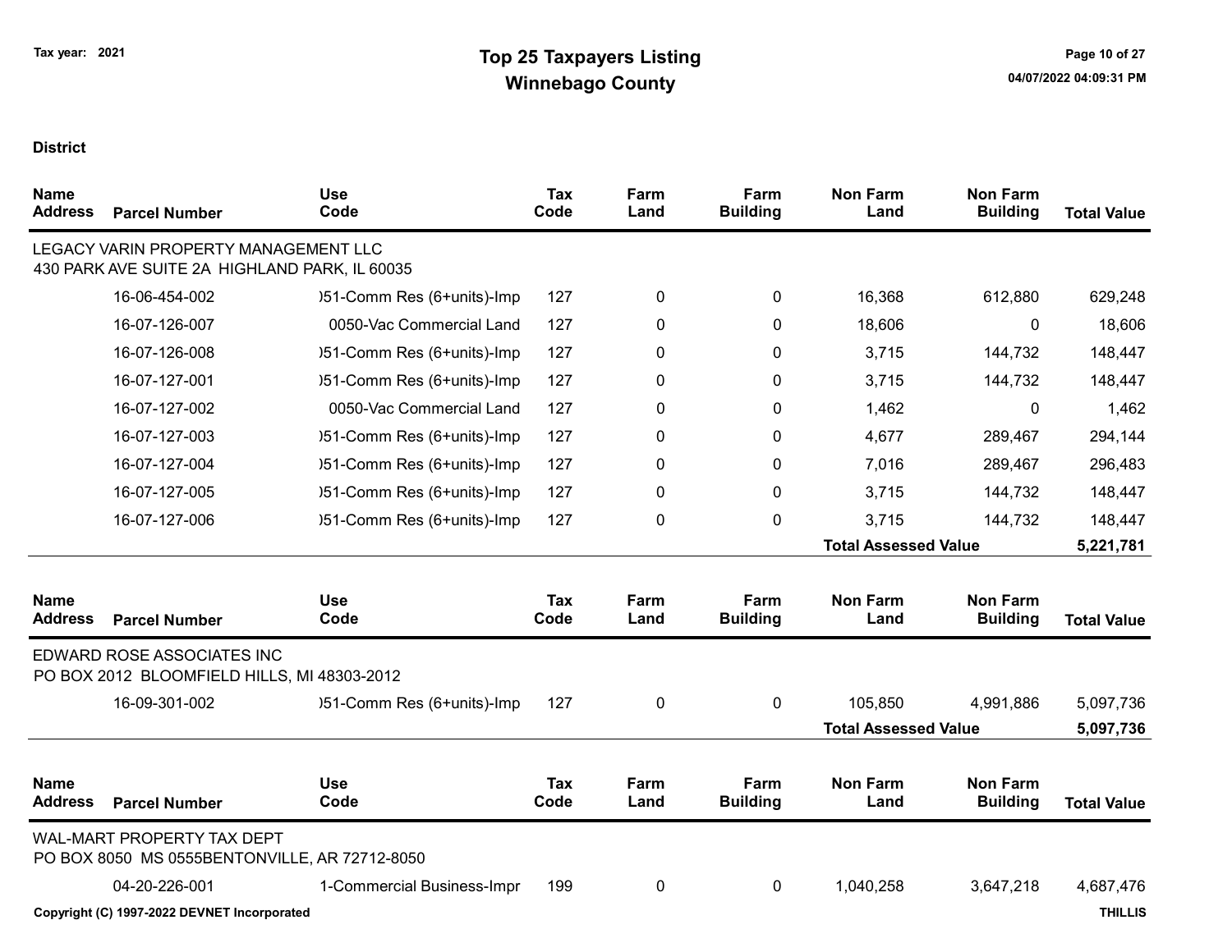Tax year: 2021

# Top 25 Taxpayers Listing
## Winnebago County

**District**

| Name / Address | Parcel Number | Use Code | Tax Code | Farm Land | Farm Building | Non Farm Land | Non Farm Building | Total Value |
|---|---|---|---|---|---|---|---|---|
| LEGACY VARIN PROPERTY MANAGEMENT LLC<br>430 PARK AVE SUITE 2A HIGHLAND PARK, IL 60035 | | | | | | | | |
| | 16-06-454-002 | )51-Comm Res (6+units)-Imp | 127 | 0 | 0 | 16,368 | 612,880 | 629,248 |
| | 16-07-126-007 | 0050-Vac Commercial Land | 127 | 0 | 0 | 18,606 | 0 | 18,606 |
| | 16-07-126-008 | )51-Comm Res (6+units)-Imp | 127 | 0 | 0 | 3,715 | 144,732 | 148,447 |
| | 16-07-127-001 | )51-Comm Res (6+units)-Imp | 127 | 0 | 0 | 3,715 | 144,732 | 148,447 |
| | 16-07-127-002 | 0050-Vac Commercial Land | 127 | 0 | 0 | 1,462 | 0 | 1,462 |
| | 16-07-127-003 | )51-Comm Res (6+units)-Imp | 127 | 0 | 0 | 4,677 | 289,467 | 294,144 |
| | 16-07-127-004 | )51-Comm Res (6+units)-Imp | 127 | 0 | 0 | 7,016 | 289,467 | 296,483 |
| | 16-07-127-005 | )51-Comm Res (6+units)-Imp | 127 | 0 | 0 | 3,715 | 144,732 | 148,447 |
| | 16-07-127-006 | )51-Comm Res (6+units)-Imp | 127 | 0 | 0 | 3,715 | 144,732 | 148,447 |
| | | | | | | **Total Assessed Value** | | **5,221,781** |

| Name / Address | Parcel Number | Use Code | Tax Code | Farm Land | Farm Building | Non Farm Land | Non Farm Building | Total Value |
|---|---|---|---|---|---|---|---|---|
| EDWARD ROSE ASSOCIATES INC<br>PO BOX 2012 BLOOMFIELD HILLS, MI 48303-2012 | | | | | | | | |
| | 16-09-301-002 | )51-Comm Res (6+units)-Imp | 127 | 0 | 0 | 105,850 | 4,991,886 | 5,097,736 |
| | | | | | | **Total Assessed Value** | | **5,097,736** |

| Name / Address | Parcel Number | Use Code | Tax Code | Farm Land | Farm Building | Non Farm Land | Non Farm Building | Total Value |
|---|---|---|---|---|---|---|---|---|
| WAL-MART PROPERTY TAX DEPT<br>PO BOX 8050 MS 0555BENTONVILLE, AR 72712-8050 | | | | | | | | |
| | 04-20-226-001 | 1-Commercial Business-Impr | 199 | 0 | 0 | 1,040,258 | 3,647,218 | 4,687,476 |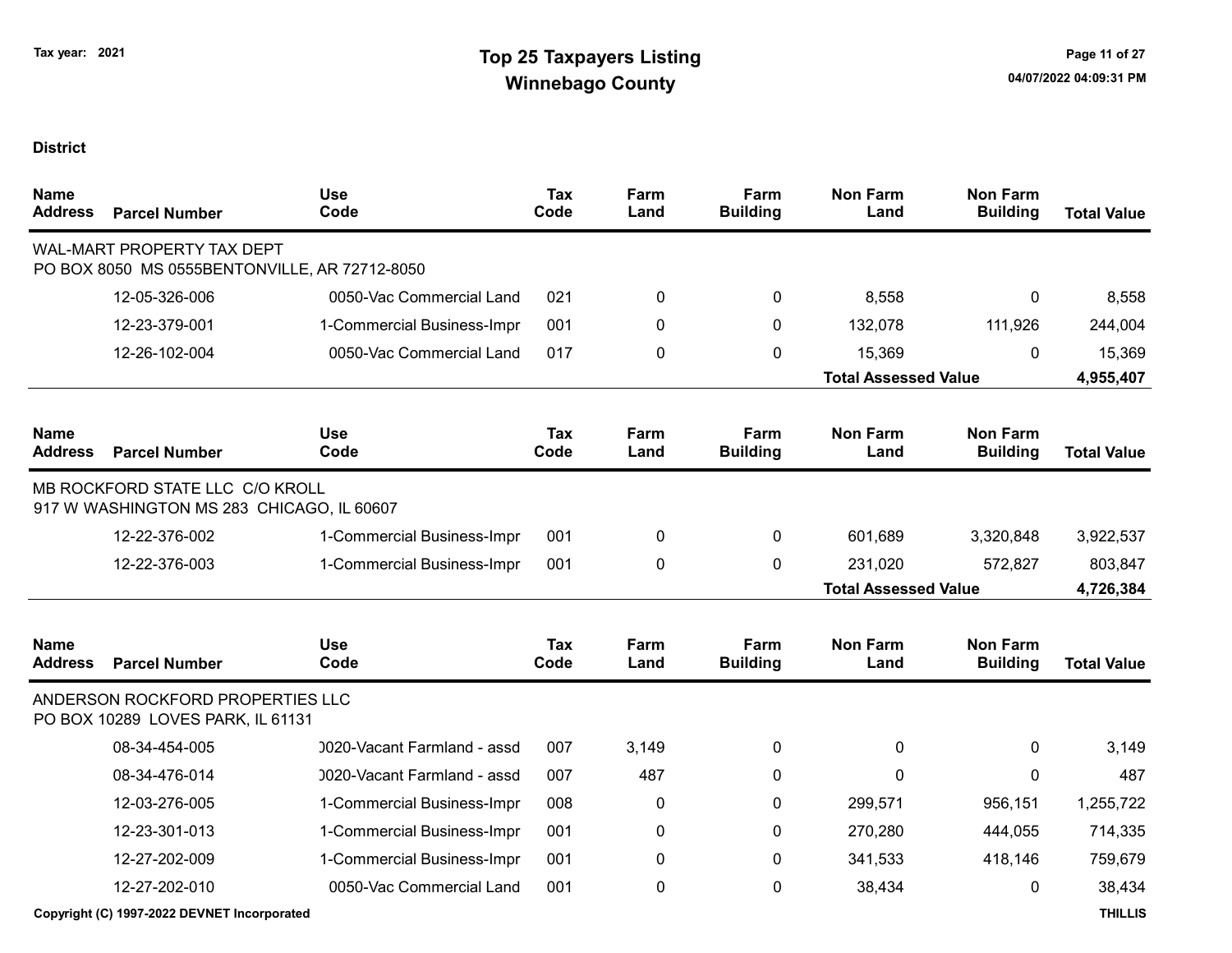**District**

| Name Address | Parcel Number | Use Code | Tax Code | Farm Land | Farm Building | Non Farm Land | Non Farm Building | Total Value |
|---|---|---|---|---|---|---|---|---|
| WAL-MART PROPERTY TAX DEPT<br>PO BOX 8050 MS 0555BENTONVILLE, AR 72712-8050 | | | | | | | | |
| | 12-05-326-006 | 0050-Vac Commercial Land | 021 | 0 | 0 | 8,558 | 0 | 8,558 |
| | 12-23-379-001 | 1-Commercial Business-Impr | 001 | 0 | 0 | 132,078 | 111,926 | 244,004 |
| | 12-26-102-004 | 0050-Vac Commercial Land | 017 | 0 | 0 | 15,369 | 0 | 15,369 |
| | | | | | | **Total Assessed Value** | | **4,955,407** |

| Name Address | Parcel Number | Use Code | Tax Code | Farm Land | Farm Building | Non Farm Land | Non Farm Building | Total Value |
|---|---|---|---|---|---|---|---|---|
| MB ROCKFORD STATE LLC C/O KROLL<br>917 W WASHINGTON MS 283 CHICAGO, IL 60607 | | | | | | | | |
| | 12-22-376-002 | 1-Commercial Business-Impr | 001 | 0 | 0 | 601,689 | 3,320,848 | 3,922,537 |
| | 12-22-376-003 | 1-Commercial Business-Impr | 001 | 0 | 0 | 231,020 | 572,827 | 803,847 |
| | | | | | | **Total Assessed Value** | | **4,726,384** |

| Name Address | Parcel Number | Use Code | Tax Code | Farm Land | Farm Building | Non Farm Land | Non Farm Building | Total Value |
|---|---|---|---|---|---|---|---|---|
| ANDERSON ROCKFORD PROPERTIES LLC<br>PO BOX 10289 LOVES PARK, IL 61131 | | | | | | | | |
| | 08-34-454-005 | 0020-Vacant Farmland - assd | 007 | 3,149 | 0 | 0 | 0 | 3,149 |
| | 08-34-476-014 | 0020-Vacant Farmland - assd | 007 | 487 | 0 | 0 | 0 | 487 |
| | 12-03-276-005 | 1-Commercial Business-Impr | 008 | 0 | 0 | 299,571 | 956,151 | 1,255,722 |
| | 12-23-301-013 | 1-Commercial Business-Impr | 001 | 0 | 0 | 270,280 | 444,055 | 714,335 |
| | 12-27-202-009 | 1-Commercial Business-Impr | 001 | 0 | 0 | 341,533 | 418,146 | 759,679 |
| | 12-27-202-010 | 0050-Vac Commercial Land | 001 | 0 | 0 | 38,434 | 0 | 38,434 |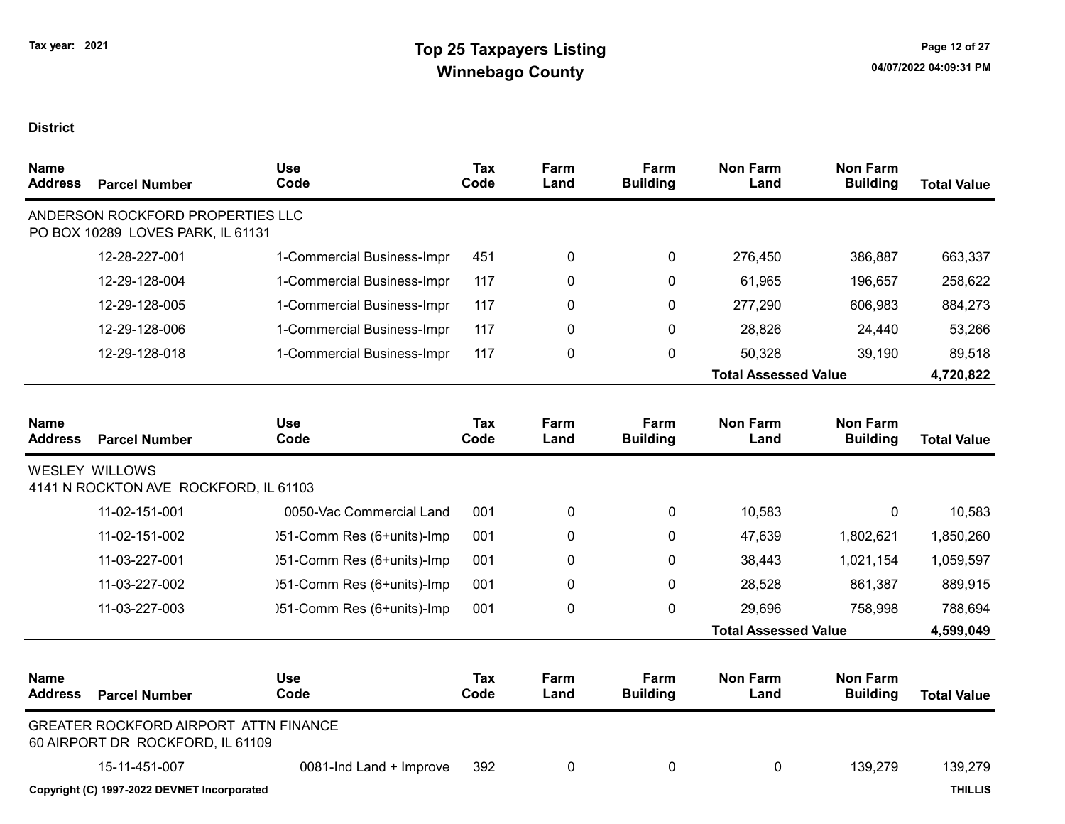# Top 25 Taxpayers Listing

## Winnebago County

Tax year: 2021

**District**

| Name Address | Parcel Number | Use Code | Tax Code | Farm Land | Farm Building | Non Farm Land | Non Farm Building | Total Value |
|---|---|---|---|---|---|---|---|---|
| ANDERSON ROCKFORD PROPERTIES LLC<br>PO BOX 10289 LOVES PARK, IL 61131 | | | | | | | | |
| | 12-28-227-001 | 1-Commercial Business-Impr | 451 | 0 | 0 | 276,450 | 386,887 | 663,337 |
| | 12-29-128-004 | 1-Commercial Business-Impr | 117 | 0 | 0 | 61,965 | 196,657 | 258,622 |
| | 12-29-128-005 | 1-Commercial Business-Impr | 117 | 0 | 0 | 277,290 | 606,983 | 884,273 |
| | 12-29-128-006 | 1-Commercial Business-Impr | 117 | 0 | 0 | 28,826 | 24,440 | 53,266 |
| | 12-29-128-018 | 1-Commercial Business-Impr | 117 | 0 | 0 | 50,328 | 39,190 | 89,518 |
| | | | | | | **Total Assessed Value** | | **4,720,822** |

| Name Address | Parcel Number | Use Code | Tax Code | Farm Land | Farm Building | Non Farm Land | Non Farm Building | Total Value |
|---|---|---|---|---|---|---|---|---|
| WESLEY WILLOWS<br>4141 N ROCKTON AVE ROCKFORD, IL 61103 | | | | | | | | |
| | 11-02-151-001 | 0050-Vac Commercial Land | 001 | 0 | 0 | 10,583 | 0 | 10,583 |
| | 11-02-151-002 | )51-Comm Res (6+units)-Imp | 001 | 0 | 0 | 47,639 | 1,802,621 | 1,850,260 |
| | 11-03-227-001 | )51-Comm Res (6+units)-Imp | 001 | 0 | 0 | 38,443 | 1,021,154 | 1,059,597 |
| | 11-03-227-002 | )51-Comm Res (6+units)-Imp | 001 | 0 | 0 | 28,528 | 861,387 | 889,915 |
| | 11-03-227-003 | )51-Comm Res (6+units)-Imp | 001 | 0 | 0 | 29,696 | 758,998 | 788,694 |
| | | | | | | **Total Assessed Value** | | **4,599,049** |

| Name Address | Parcel Number | Use Code | Tax Code | Farm Land | Farm Building | Non Farm Land | Non Farm Building | Total Value |
|---|---|---|---|---|---|---|---|---|
| GREATER ROCKFORD AIRPORT ATTN FINANCE<br>60 AIRPORT DR ROCKFORD, IL 61109 | | | | | | | | |
| | 15-11-451-007 | 0081-Ind Land + Improve | 392 | 0 | 0 | 0 | 139,279 | 139,279 |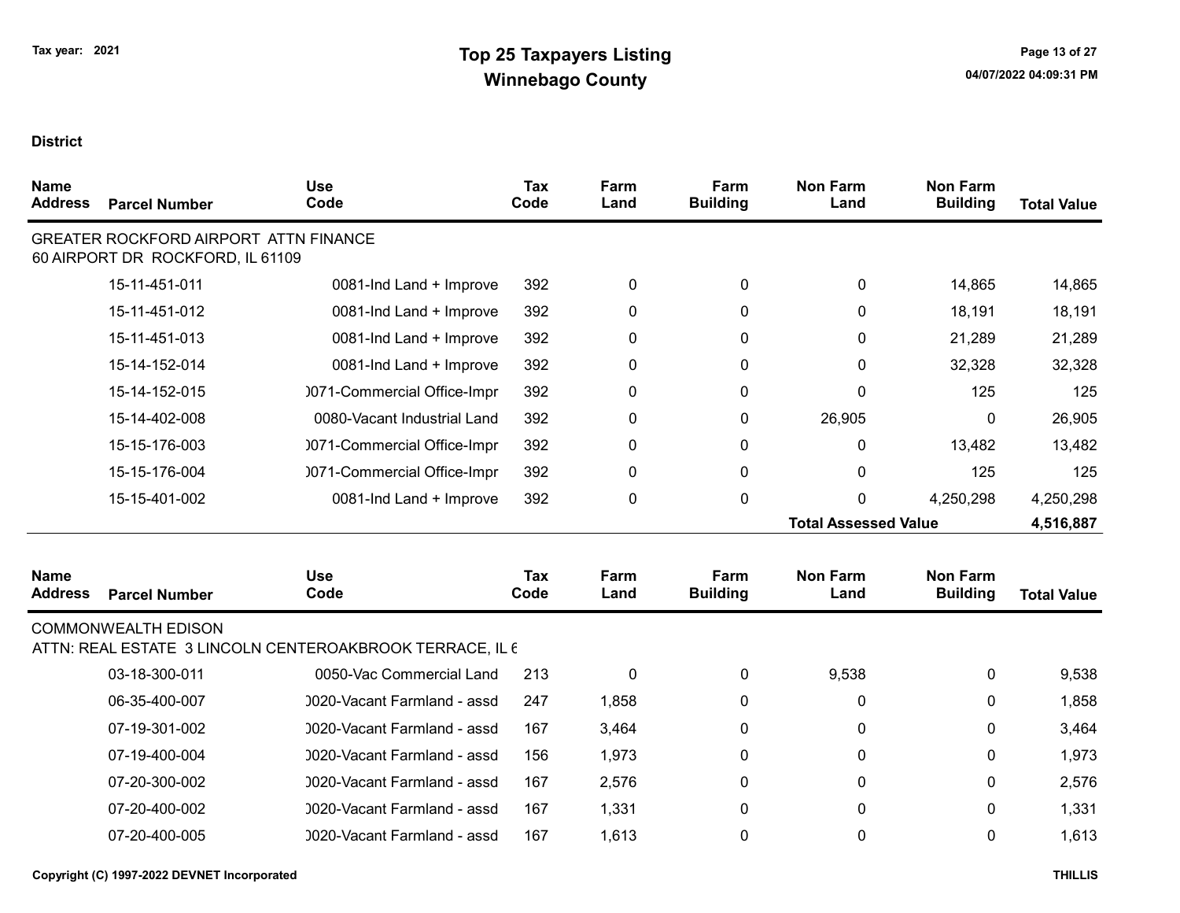Tax year: 2021

# Top 25 Taxpayers Listing
## Winnebago County

04/07/2022 04:09:31 PM

**District**

| Name Address | Parcel Number | Use Code | Tax Code | Farm Land | Farm Building | Non Farm Land | Non Farm Building | Total Value |
|---|---|---|---|---|---|---|---|---|
| GREATER ROCKFORD AIRPORT ATTN FINANCE 60 AIRPORT DR ROCKFORD, IL 61109 | | | | | | | | |
| | 15-11-451-011 | 0081-Ind Land + Improve | 392 | 0 | 0 | 0 | 14,865 | 14,865 |
| | 15-11-451-012 | 0081-Ind Land + Improve | 392 | 0 | 0 | 0 | 18,191 | 18,191 |
| | 15-11-451-013 | 0081-Ind Land + Improve | 392 | 0 | 0 | 0 | 21,289 | 21,289 |
| | 15-14-152-014 | 0081-Ind Land + Improve | 392 | 0 | 0 | 0 | 32,328 | 32,328 |
| | 15-14-152-015 | )071-Commercial Office-Impr | 392 | 0 | 0 | 0 | 125 | 125 |
| | 15-14-402-008 | 0080-Vacant Industrial Land | 392 | 0 | 0 | 26,905 | 0 | 26,905 |
| | 15-15-176-003 | )071-Commercial Office-Impr | 392 | 0 | 0 | 0 | 13,482 | 13,482 |
| | 15-15-176-004 | )071-Commercial Office-Impr | 392 | 0 | 0 | 0 | 125 | 125 |
| | 15-15-401-002 | 0081-Ind Land + Improve | 392 | 0 | 0 | 0 | 4,250,298 | 4,250,298 |
| | | | | | | **Total Assessed Value** | | **4,516,887** |

| Name Address | Parcel Number | Use Code | Tax Code | Farm Land | Farm Building | Non Farm Land | Non Farm Building | Total Value |
|---|---|---|---|---|---|---|---|---|
| COMMONWEALTH EDISON ATTN: REAL ESTATE 3 LINCOLN CENTEROAKBROOK TERRACE, IL 6 | | | | | | | | |
| | 03-18-300-011 | 0050-Vac Commercial Land | 213 | 0 | 0 | 9,538 | 0 | 9,538 |
| | 06-35-400-007 | )020-Vacant Farmland - assd | 247 | 1,858 | 0 | 0 | 0 | 1,858 |
| | 07-19-301-002 | )020-Vacant Farmland - assd | 167 | 3,464 | 0 | 0 | 0 | 3,464 |
| | 07-19-400-004 | )020-Vacant Farmland - assd | 156 | 1,973 | 0 | 0 | 0 | 1,973 |
| | 07-20-300-002 | )020-Vacant Farmland - assd | 167 | 2,576 | 0 | 0 | 0 | 2,576 |
| | 07-20-400-002 | )020-Vacant Farmland - assd | 167 | 1,331 | 0 | 0 | 0 | 1,331 |
| | 07-20-400-005 | )020-Vacant Farmland - assd | 167 | 1,613 | 0 | 0 | 0 | 1,613 |

Copyright (C) 1997-2022 DEVNET Incorporated

THILLIS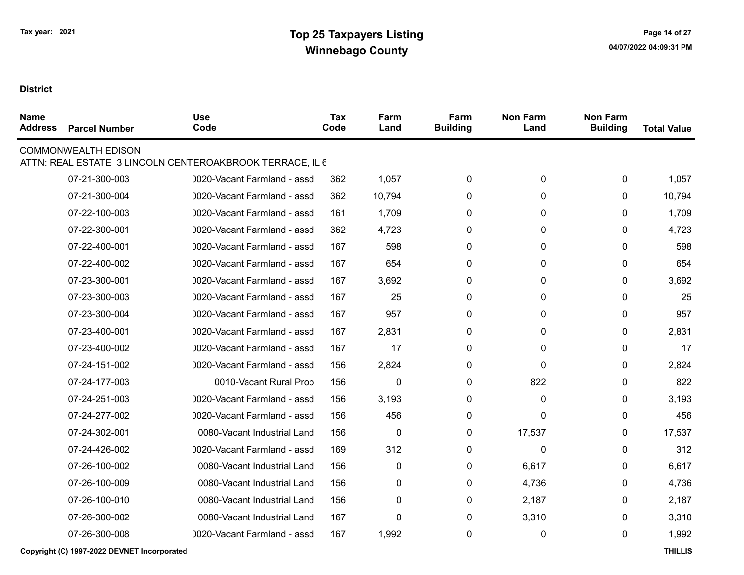# Top 25 Taxpayers Listing
## Winnebago County

Tax year: 2021

**District**

| Name Address | Parcel Number | Use Code | Tax Code | Farm Land | Farm Building | Non Farm Land | Non Farm Building | Total Value |
|---|---|---|---|---|---|---|---|---|
| COMMONWEALTH EDISON | | | | | | | | |
| ATTN: REAL ESTATE 3 LINCOLN CENTEROAKBROOK TERRACE, IL 6 | | | | | | | | |
| | 07-21-300-003 | 0020-Vacant Farmland - assd | 362 | 1,057 | 0 | 0 | 0 | 1,057 |
| | 07-21-300-004 | 0020-Vacant Farmland - assd | 362 | 10,794 | 0 | 0 | 0 | 10,794 |
| | 07-22-100-003 | 0020-Vacant Farmland - assd | 161 | 1,709 | 0 | 0 | 0 | 1,709 |
| | 07-22-300-001 | 0020-Vacant Farmland - assd | 362 | 4,723 | 0 | 0 | 0 | 4,723 |
| | 07-22-400-001 | 0020-Vacant Farmland - assd | 167 | 598 | 0 | 0 | 0 | 598 |
| | 07-22-400-002 | 0020-Vacant Farmland - assd | 167 | 654 | 0 | 0 | 0 | 654 |
| | 07-23-300-001 | 0020-Vacant Farmland - assd | 167 | 3,692 | 0 | 0 | 0 | 3,692 |
| | 07-23-300-003 | 0020-Vacant Farmland - assd | 167 | 25 | 0 | 0 | 0 | 25 |
| | 07-23-300-004 | 0020-Vacant Farmland - assd | 167 | 957 | 0 | 0 | 0 | 957 |
| | 07-23-400-001 | 0020-Vacant Farmland - assd | 167 | 2,831 | 0 | 0 | 0 | 2,831 |
| | 07-23-400-002 | 0020-Vacant Farmland - assd | 167 | 17 | 0 | 0 | 0 | 17 |
| | 07-24-151-002 | 0020-Vacant Farmland - assd | 156 | 2,824 | 0 | 0 | 0 | 2,824 |
| | 07-24-177-003 | 0010-Vacant Rural Prop | 156 | 0 | 0 | 822 | 0 | 822 |
| | 07-24-251-003 | 0020-Vacant Farmland - assd | 156 | 3,193 | 0 | 0 | 0 | 3,193 |
| | 07-24-277-002 | 0020-Vacant Farmland - assd | 156 | 456 | 0 | 0 | 0 | 456 |
| | 07-24-302-001 | 0080-Vacant Industrial Land | 156 | 0 | 0 | 17,537 | 0 | 17,537 |
| | 07-24-426-002 | 0020-Vacant Farmland - assd | 169 | 312 | 0 | 0 | 0 | 312 |
| | 07-26-100-002 | 0080-Vacant Industrial Land | 156 | 0 | 0 | 6,617 | 0 | 6,617 |
| | 07-26-100-009 | 0080-Vacant Industrial Land | 156 | 0 | 0 | 4,736 | 0 | 4,736 |
| | 07-26-100-010 | 0080-Vacant Industrial Land | 156 | 0 | 0 | 2,187 | 0 | 2,187 |
| | 07-26-300-002 | 0080-Vacant Industrial Land | 167 | 0 | 0 | 3,310 | 0 | 3,310 |
| | 07-26-300-008 | 0020-Vacant Farmland - assd | 167 | 1,992 | 0 | 0 | 0 | 1,992 |

Copyright (C) 1997-2022 DEVNET Incorporated

THILLIS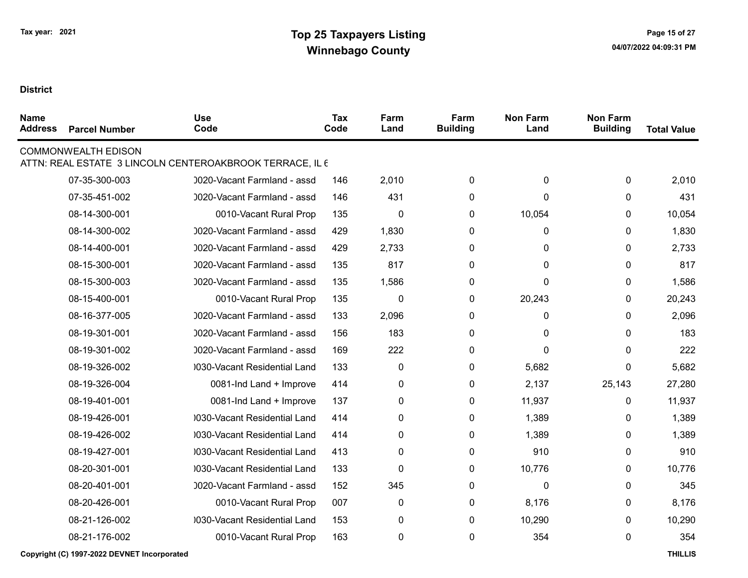Tax year: 2021

# Top 25 Taxpayers Listing
## Winnebago County

**District**

| Name Address | Parcel Number | Use Code | Tax Code | Farm Land | Farm Building | Non Farm Land | Non Farm Building | Total Value |
|---|---|---|---|---|---|---|---|---|
| COMMONWEALTH EDISON | | | | | | | | |
| ATTN: REAL ESTATE 3 LINCOLN CENTEROAKBROOK TERRACE, IL 6 | | | | | | | | |
| | 07-35-300-003 | 0020-Vacant Farmland - assd | 146 | 2,010 | 0 | 0 | 0 | 2,010 |
| | 07-35-451-002 | 0020-Vacant Farmland - assd | 146 | 431 | 0 | 0 | 0 | 431 |
| | 08-14-300-001 | 0010-Vacant Rural Prop | 135 | 0 | 0 | 10,054 | 0 | 10,054 |
| | 08-14-300-002 | 0020-Vacant Farmland - assd | 429 | 1,830 | 0 | 0 | 0 | 1,830 |
| | 08-14-400-001 | 0020-Vacant Farmland - assd | 429 | 2,733 | 0 | 0 | 0 | 2,733 |
| | 08-15-300-001 | 0020-Vacant Farmland - assd | 135 | 817 | 0 | 0 | 0 | 817 |
| | 08-15-300-003 | 0020-Vacant Farmland - assd | 135 | 1,586 | 0 | 0 | 0 | 1,586 |
| | 08-15-400-001 | 0010-Vacant Rural Prop | 135 | 0 | 0 | 20,243 | 0 | 20,243 |
| | 08-16-377-005 | 0020-Vacant Farmland - assd | 133 | 2,096 | 0 | 0 | 0 | 2,096 |
| | 08-19-301-001 | 0020-Vacant Farmland - assd | 156 | 183 | 0 | 0 | 0 | 183 |
| | 08-19-301-002 | 0020-Vacant Farmland - assd | 169 | 222 | 0 | 0 | 0 | 222 |
| | 08-19-326-002 | 0030-Vacant Residential Land | 133 | 0 | 0 | 5,682 | 0 | 5,682 |
| | 08-19-326-004 | 0081-Ind Land + Improve | 414 | 0 | 0 | 2,137 | 25,143 | 27,280 |
| | 08-19-401-001 | 0081-Ind Land + Improve | 137 | 0 | 0 | 11,937 | 0 | 11,937 |
| | 08-19-426-001 | 0030-Vacant Residential Land | 414 | 0 | 0 | 1,389 | 0 | 1,389 |
| | 08-19-426-002 | 0030-Vacant Residential Land | 414 | 0 | 0 | 1,389 | 0 | 1,389 |
| | 08-19-427-001 | 0030-Vacant Residential Land | 413 | 0 | 0 | 910 | 0 | 910 |
| | 08-20-301-001 | 0030-Vacant Residential Land | 133 | 0 | 0 | 10,776 | 0 | 10,776 |
| | 08-20-401-001 | 0020-Vacant Farmland - assd | 152 | 345 | 0 | 0 | 0 | 345 |
| | 08-20-426-001 | 0010-Vacant Rural Prop | 007 | 0 | 0 | 8,176 | 0 | 8,176 |
| | 08-21-126-002 | 0030-Vacant Residential Land | 153 | 0 | 0 | 10,290 | 0 | 10,290 |
| | 08-21-176-002 | 0010-Vacant Rural Prop | 163 | 0 | 0 | 354 | 0 | 354 |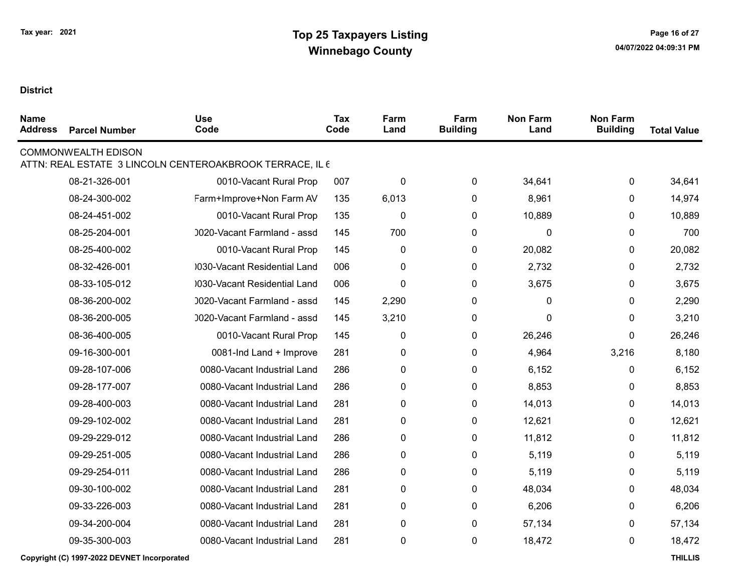# Top 25 Taxpayers Listing
## Winnebago County

Tax year: 2021

**District**

| Name Address | Parcel Number | Use Code | Tax Code | Farm Land | Farm Building | Non Farm Land | Non Farm Building | Total Value |
|---|---|---|---|---|---|---|---|---|
| COMMONWEALTH EDISON | | | | | | | | |
| ATTN: REAL ESTATE 3 LINCOLN CENTEROAKBROOK TERRACE, IL 6 | | | | | | | | |
| | 08-21-326-001 | 0010-Vacant Rural Prop | 007 | 0 | 0 | 34,641 | 0 | 34,641 |
| | 08-24-300-002 | Farm+Improve+Non Farm AV | 135 | 6,013 | 0 | 8,961 | 0 | 14,974 |
| | 08-24-451-002 | 0010-Vacant Rural Prop | 135 | 0 | 0 | 10,889 | 0 | 10,889 |
| | 08-25-204-001 | 0020-Vacant Farmland - assd | 145 | 700 | 0 | 0 | 0 | 700 |
| | 08-25-400-002 | 0010-Vacant Rural Prop | 145 | 0 | 0 | 20,082 | 0 | 20,082 |
| | 08-32-426-001 | 0030-Vacant Residential Land | 006 | 0 | 0 | 2,732 | 0 | 2,732 |
| | 08-33-105-012 | 0030-Vacant Residential Land | 006 | 0 | 0 | 3,675 | 0 | 3,675 |
| | 08-36-200-002 | 0020-Vacant Farmland - assd | 145 | 2,290 | 0 | 0 | 0 | 2,290 |
| | 08-36-200-005 | 0020-Vacant Farmland - assd | 145 | 3,210 | 0 | 0 | 0 | 3,210 |
| | 08-36-400-005 | 0010-Vacant Rural Prop | 145 | 0 | 0 | 26,246 | 0 | 26,246 |
| | 09-16-300-001 | 0081-Ind Land + Improve | 281 | 0 | 0 | 4,964 | 3,216 | 8,180 |
| | 09-28-107-006 | 0080-Vacant Industrial Land | 286 | 0 | 0 | 6,152 | 0 | 6,152 |
| | 09-28-177-007 | 0080-Vacant Industrial Land | 286 | 0 | 0 | 8,853 | 0 | 8,853 |
| | 09-28-400-003 | 0080-Vacant Industrial Land | 281 | 0 | 0 | 14,013 | 0 | 14,013 |
| | 09-29-102-002 | 0080-Vacant Industrial Land | 281 | 0 | 0 | 12,621 | 0 | 12,621 |
| | 09-29-229-012 | 0080-Vacant Industrial Land | 286 | 0 | 0 | 11,812 | 0 | 11,812 |
| | 09-29-251-005 | 0080-Vacant Industrial Land | 286 | 0 | 0 | 5,119 | 0 | 5,119 |
| | 09-29-254-011 | 0080-Vacant Industrial Land | 286 | 0 | 0 | 5,119 | 0 | 5,119 |
| | 09-30-100-002 | 0080-Vacant Industrial Land | 281 | 0 | 0 | 48,034 | 0 | 48,034 |
| | 09-33-226-003 | 0080-Vacant Industrial Land | 281 | 0 | 0 | 6,206 | 0 | 6,206 |
| | 09-34-200-004 | 0080-Vacant Industrial Land | 281 | 0 | 0 | 57,134 | 0 | 57,134 |
| | 09-35-300-003 | 0080-Vacant Industrial Land | 281 | 0 | 0 | 18,472 | 0 | 18,472 |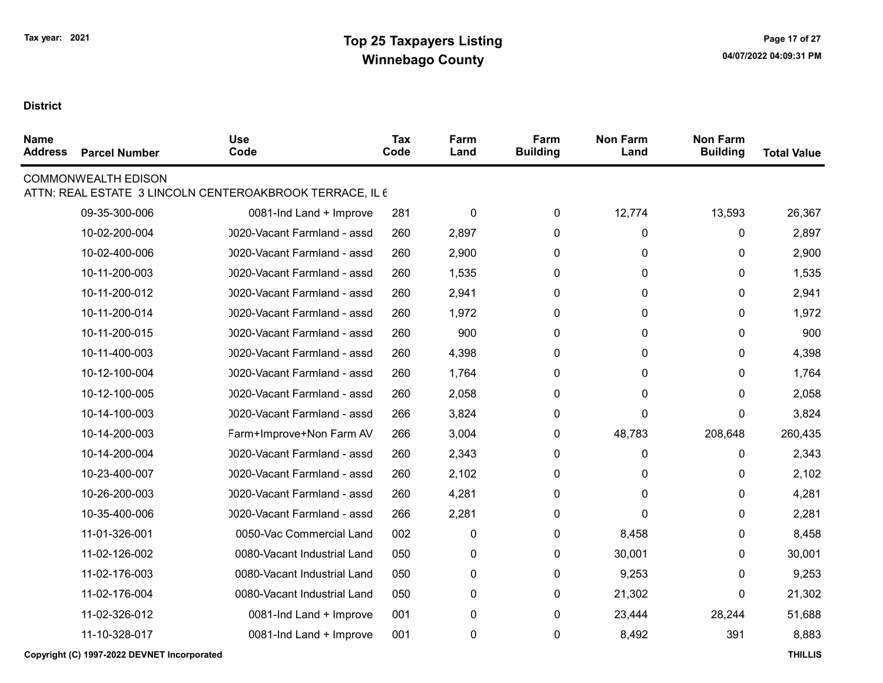Tax year: 2021

# Top 25 Taxpayers Listing
## Winnebago County

**District**

| Name Address | Parcel Number | Use Code | Tax Code | Farm Land | Farm Building | Non Farm Land | Non Farm Building | Total Value |
|---|---|---|---|---|---|---|---|---|
| COMMONWEALTH EDISON | | | | | | | | |
| ATTN: REAL ESTATE 3 LINCOLN CENTEROAKBROOK TERRACE, IL 6 | | | | | | | | |
| | 09-35-300-006 | 0081-Ind Land + Improve | 281 | 0 | 0 | 12,774 | 13,593 | 26,367 |
| | 10-02-200-004 | )020-Vacant Farmland - assd | 260 | 2,897 | 0 | 0 | 0 | 2,897 |
| | 10-02-400-006 | )020-Vacant Farmland - assd | 260 | 2,900 | 0 | 0 | 0 | 2,900 |
| | 10-11-200-003 | )020-Vacant Farmland - assd | 260 | 1,535 | 0 | 0 | 0 | 1,535 |
| | 10-11-200-012 | )020-Vacant Farmland - assd | 260 | 2,941 | 0 | 0 | 0 | 2,941 |
| | 10-11-200-014 | )020-Vacant Farmland - assd | 260 | 1,972 | 0 | 0 | 0 | 1,972 |
| | 10-11-200-015 | )020-Vacant Farmland - assd | 260 | 900 | 0 | 0 | 0 | 900 |
| | 10-11-400-003 | )020-Vacant Farmland - assd | 260 | 4,398 | 0 | 0 | 0 | 4,398 |
| | 10-12-100-004 | )020-Vacant Farmland - assd | 260 | 1,764 | 0 | 0 | 0 | 1,764 |
| | 10-12-100-005 | )020-Vacant Farmland - assd | 260 | 2,058 | 0 | 0 | 0 | 2,058 |
| | 10-14-100-003 | )020-Vacant Farmland - assd | 266 | 3,824 | 0 | 0 | 0 | 3,824 |
| | 10-14-200-003 | Farm+Improve+Non Farm AV | 266 | 3,004 | 0 | 48,783 | 208,648 | 260,435 |
| | 10-14-200-004 | )020-Vacant Farmland - assd | 260 | 2,343 | 0 | 0 | 0 | 2,343 |
| | 10-23-400-007 | )020-Vacant Farmland - assd | 260 | 2,102 | 0 | 0 | 0 | 2,102 |
| | 10-26-200-003 | )020-Vacant Farmland - assd | 260 | 4,281 | 0 | 0 | 0 | 4,281 |
| | 10-35-400-006 | )020-Vacant Farmland - assd | 266 | 2,281 | 0 | 0 | 0 | 2,281 |
| | 11-01-326-001 | 0050-Vac Commercial Land | 002 | 0 | 0 | 8,458 | 0 | 8,458 |
| | 11-02-126-002 | 0080-Vacant Industrial Land | 050 | 0 | 0 | 30,001 | 0 | 30,001 |
| | 11-02-176-003 | 0080-Vacant Industrial Land | 050 | 0 | 0 | 9,253 | 0 | 9,253 |
| | 11-02-176-004 | 0080-Vacant Industrial Land | 050 | 0 | 0 | 21,302 | 0 | 21,302 |
| | 11-02-326-012 | 0081-Ind Land + Improve | 001 | 0 | 0 | 23,444 | 28,244 | 51,688 |
| | 11-10-328-017 | 0081-Ind Land + Improve | 001 | 0 | 0 | 8,492 | 391 | 8,883 |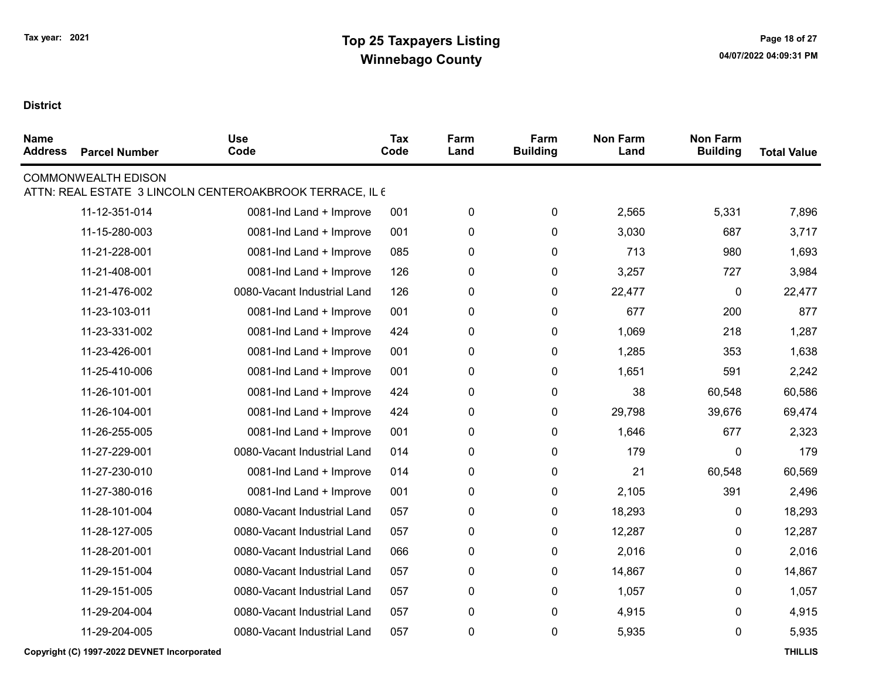Tax year: 2021

# Top 25 Taxpayers Listing
## Winnebago County

**District**

| Name Address | Parcel Number | Use Code | Tax Code | Farm Land | Farm Building | Non Farm Land | Non Farm Building | Total Value |
|---|---|---|---|---|---|---|---|---|
| COMMONWEALTH EDISON | | | | | | | | |
| ATTN: REAL ESTATE 3 LINCOLN CENTEROAKBROOK TERRACE, IL 6 | | | | | | | | |
| | 11-12-351-014 | 0081-Ind Land + Improve | 001 | 0 | 0 | 2,565 | 5,331 | 7,896 |
| | 11-15-280-003 | 0081-Ind Land + Improve | 001 | 0 | 0 | 3,030 | 687 | 3,717 |
| | 11-21-228-001 | 0081-Ind Land + Improve | 085 | 0 | 0 | 713 | 980 | 1,693 |
| | 11-21-408-001 | 0081-Ind Land + Improve | 126 | 0 | 0 | 3,257 | 727 | 3,984 |
| | 11-21-476-002 | 0080-Vacant Industrial Land | 126 | 0 | 0 | 22,477 | 0 | 22,477 |
| | 11-23-103-011 | 0081-Ind Land + Improve | 001 | 0 | 0 | 677 | 200 | 877 |
| | 11-23-331-002 | 0081-Ind Land + Improve | 424 | 0 | 0 | 1,069 | 218 | 1,287 |
| | 11-23-426-001 | 0081-Ind Land + Improve | 001 | 0 | 0 | 1,285 | 353 | 1,638 |
| | 11-25-410-006 | 0081-Ind Land + Improve | 001 | 0 | 0 | 1,651 | 591 | 2,242 |
| | 11-26-101-001 | 0081-Ind Land + Improve | 424 | 0 | 0 | 38 | 60,548 | 60,586 |
| | 11-26-104-001 | 0081-Ind Land + Improve | 424 | 0 | 0 | 29,798 | 39,676 | 69,474 |
| | 11-26-255-005 | 0081-Ind Land + Improve | 001 | 0 | 0 | 1,646 | 677 | 2,323 |
| | 11-27-229-001 | 0080-Vacant Industrial Land | 014 | 0 | 0 | 179 | 0 | 179 |
| | 11-27-230-010 | 0081-Ind Land + Improve | 014 | 0 | 0 | 21 | 60,548 | 60,569 |
| | 11-27-380-016 | 0081-Ind Land + Improve | 001 | 0 | 0 | 2,105 | 391 | 2,496 |
| | 11-28-101-004 | 0080-Vacant Industrial Land | 057 | 0 | 0 | 18,293 | 0 | 18,293 |
| | 11-28-127-005 | 0080-Vacant Industrial Land | 057 | 0 | 0 | 12,287 | 0 | 12,287 |
| | 11-28-201-001 | 0080-Vacant Industrial Land | 066 | 0 | 0 | 2,016 | 0 | 2,016 |
| | 11-29-151-004 | 0080-Vacant Industrial Land | 057 | 0 | 0 | 14,867 | 0 | 14,867 |
| | 11-29-151-005 | 0080-Vacant Industrial Land | 057 | 0 | 0 | 1,057 | 0 | 1,057 |
| | 11-29-204-004 | 0080-Vacant Industrial Land | 057 | 0 | 0 | 4,915 | 0 | 4,915 |
| | 11-29-204-005 | 0080-Vacant Industrial Land | 057 | 0 | 0 | 5,935 | 0 | 5,935 |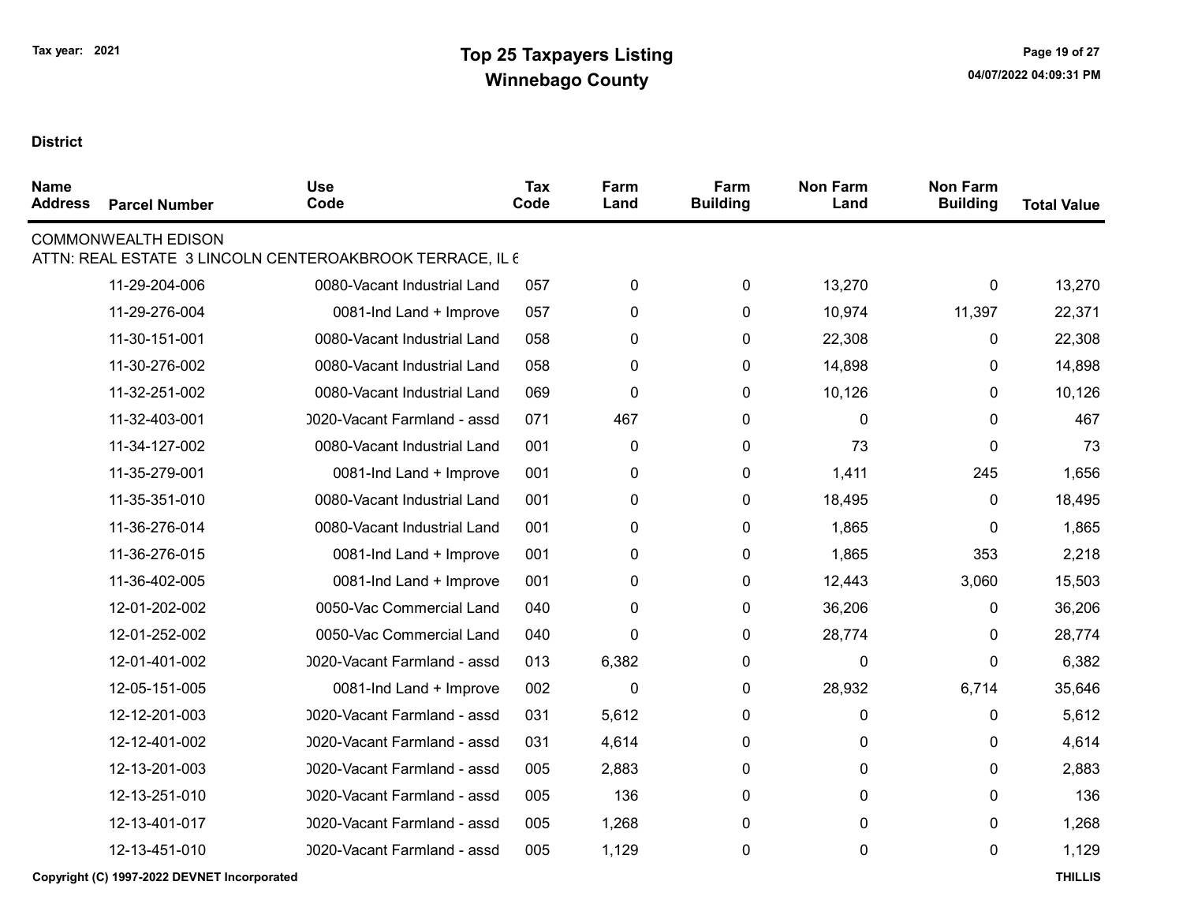**District**

| Name Address | Parcel Number | Use Code | Tax Code | Farm Land | Farm Building | Non Farm Land | Non Farm Building | Total Value |
|---|---|---|---|---|---|---|---|---|
| COMMONWEALTH EDISON | | | | | | | | |
| ATTN: REAL ESTATE 3 LINCOLN CENTEROAKBROOK TERRACE, IL 6 | | | | | | | | |
| | 11-29-204-006 | 0080-Vacant Industrial Land | 057 | 0 | 0 | 13,270 | 0 | 13,270 |
| | 11-29-276-004 | 0081-Ind Land + Improve | 057 | 0 | 0 | 10,974 | 11,397 | 22,371 |
| | 11-30-151-001 | 0080-Vacant Industrial Land | 058 | 0 | 0 | 22,308 | 0 | 22,308 |
| | 11-30-276-002 | 0080-Vacant Industrial Land | 058 | 0 | 0 | 14,898 | 0 | 14,898 |
| | 11-32-251-002 | 0080-Vacant Industrial Land | 069 | 0 | 0 | 10,126 | 0 | 10,126 |
| | 11-32-403-001 | 0020-Vacant Farmland - assd | 071 | 467 | 0 | 0 | 0 | 467 |
| | 11-34-127-002 | 0080-Vacant Industrial Land | 001 | 0 | 0 | 73 | 0 | 73 |
| | 11-35-279-001 | 0081-Ind Land + Improve | 001 | 0 | 0 | 1,411 | 245 | 1,656 |
| | 11-35-351-010 | 0080-Vacant Industrial Land | 001 | 0 | 0 | 18,495 | 0 | 18,495 |
| | 11-36-276-014 | 0080-Vacant Industrial Land | 001 | 0 | 0 | 1,865 | 0 | 1,865 |
| | 11-36-276-015 | 0081-Ind Land + Improve | 001 | 0 | 0 | 1,865 | 353 | 2,218 |
| | 11-36-402-005 | 0081-Ind Land + Improve | 001 | 0 | 0 | 12,443 | 3,060 | 15,503 |
| | 12-01-202-002 | 0050-Vac Commercial Land | 040 | 0 | 0 | 36,206 | 0 | 36,206 |
| | 12-01-252-002 | 0050-Vac Commercial Land | 040 | 0 | 0 | 28,774 | 0 | 28,774 |
| | 12-01-401-002 | 0020-Vacant Farmland - assd | 013 | 6,382 | 0 | 0 | 0 | 6,382 |
| | 12-05-151-005 | 0081-Ind Land + Improve | 002 | 0 | 0 | 28,932 | 6,714 | 35,646 |
| | 12-12-201-003 | 0020-Vacant Farmland - assd | 031 | 5,612 | 0 | 0 | 0 | 5,612 |
| | 12-12-401-002 | 0020-Vacant Farmland - assd | 031 | 4,614 | 0 | 0 | 0 | 4,614 |
| | 12-13-201-003 | 0020-Vacant Farmland - assd | 005 | 2,883 | 0 | 0 | 0 | 2,883 |
| | 12-13-251-010 | 0020-Vacant Farmland - assd | 005 | 136 | 0 | 0 | 0 | 136 |
| | 12-13-401-017 | 0020-Vacant Farmland - assd | 005 | 1,268 | 0 | 0 | 0 | 1,268 |
| | 12-13-451-010 | 0020-Vacant Farmland - assd | 005 | 1,129 | 0 | 0 | 0 | 1,129 |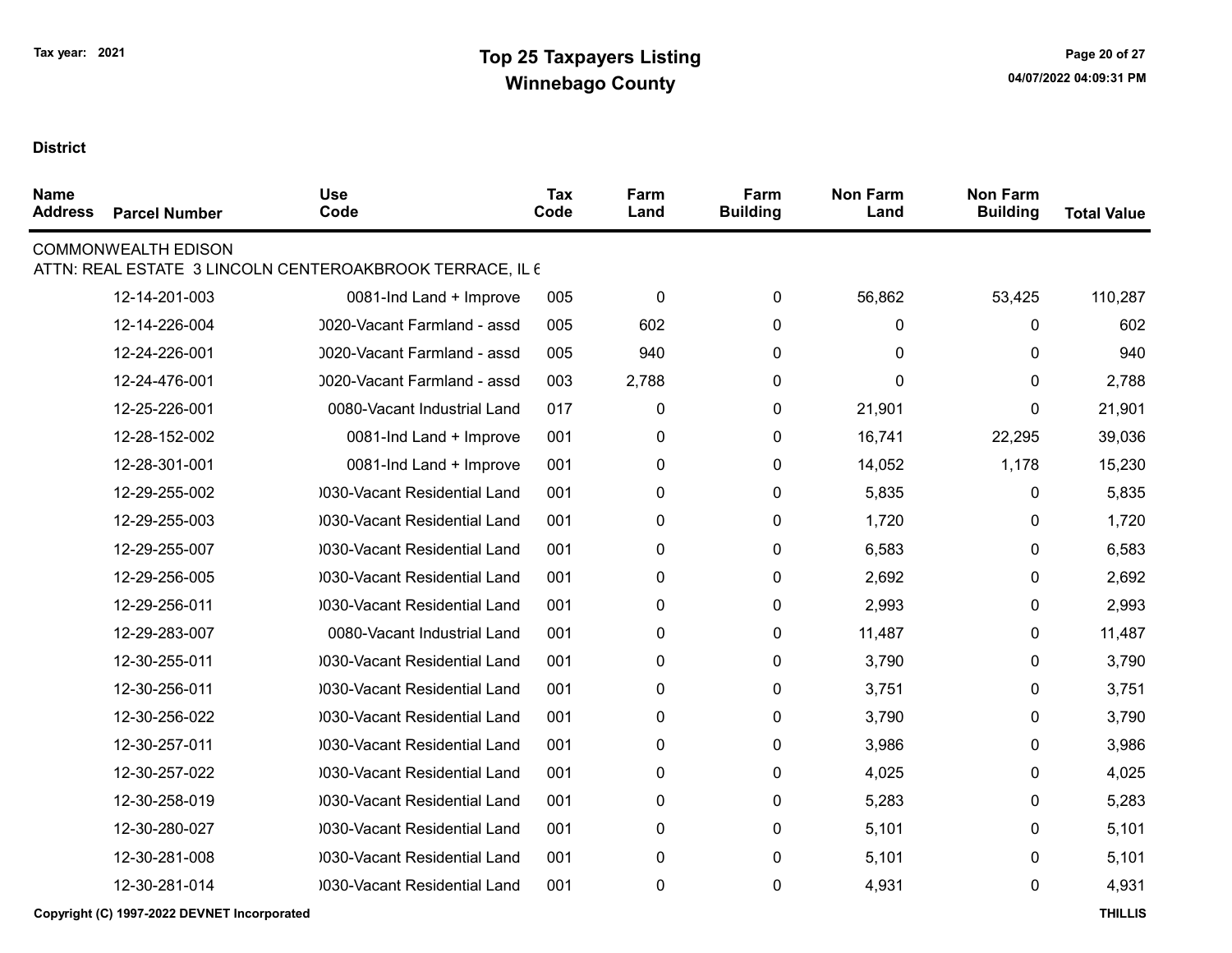# Top 25 Taxpayers Listing
## Winnebago County

Tax year: 2021

**District**

| Name Address | Parcel Number | Use Code | Tax Code | Farm Land | Farm Building | Non Farm Land | Non Farm Building | Total Value |
|---|---|---|---|---|---|---|---|---|
| COMMONWEALTH EDISON | | | | | | | | |
| ATTN: REAL ESTATE 3 LINCOLN CENTEROAKBROOK TERRACE, IL 6 | | | | | | | | |
| | 12-14-201-003 | 0081-Ind Land + Improve | 005 | 0 | 0 | 56,862 | 53,425 | 110,287 |
| | 12-14-226-004 | )020-Vacant Farmland - assd | 005 | 602 | 0 | 0 | 0 | 602 |
| | 12-24-226-001 | )020-Vacant Farmland - assd | 005 | 940 | 0 | 0 | 0 | 940 |
| | 12-24-476-001 | )020-Vacant Farmland - assd | 003 | 2,788 | 0 | 0 | 0 | 2,788 |
| | 12-25-226-001 | 0080-Vacant Industrial Land | 017 | 0 | 0 | 21,901 | 0 | 21,901 |
| | 12-28-152-002 | 0081-Ind Land + Improve | 001 | 0 | 0 | 16,741 | 22,295 | 39,036 |
| | 12-28-301-001 | 0081-Ind Land + Improve | 001 | 0 | 0 | 14,052 | 1,178 | 15,230 |
| | 12-29-255-002 | )030-Vacant Residential Land | 001 | 0 | 0 | 5,835 | 0 | 5,835 |
| | 12-29-255-003 | )030-Vacant Residential Land | 001 | 0 | 0 | 1,720 | 0 | 1,720 |
| | 12-29-255-007 | )030-Vacant Residential Land | 001 | 0 | 0 | 6,583 | 0 | 6,583 |
| | 12-29-256-005 | )030-Vacant Residential Land | 001 | 0 | 0 | 2,692 | 0 | 2,692 |
| | 12-29-256-011 | )030-Vacant Residential Land | 001 | 0 | 0 | 2,993 | 0 | 2,993 |
| | 12-29-283-007 | 0080-Vacant Industrial Land | 001 | 0 | 0 | 11,487 | 0 | 11,487 |
| | 12-30-255-011 | )030-Vacant Residential Land | 001 | 0 | 0 | 3,790 | 0 | 3,790 |
| | 12-30-256-011 | )030-Vacant Residential Land | 001 | 0 | 0 | 3,751 | 0 | 3,751 |
| | 12-30-256-022 | )030-Vacant Residential Land | 001 | 0 | 0 | 3,790 | 0 | 3,790 |
| | 12-30-257-011 | )030-Vacant Residential Land | 001 | 0 | 0 | 3,986 | 0 | 3,986 |
| | 12-30-257-022 | )030-Vacant Residential Land | 001 | 0 | 0 | 4,025 | 0 | 4,025 |
| | 12-30-258-019 | )030-Vacant Residential Land | 001 | 0 | 0 | 5,283 | 0 | 5,283 |
| | 12-30-280-027 | )030-Vacant Residential Land | 001 | 0 | 0 | 5,101 | 0 | 5,101 |
| | 12-30-281-008 | )030-Vacant Residential Land | 001 | 0 | 0 | 5,101 | 0 | 5,101 |
| | 12-30-281-014 | )030-Vacant Residential Land | 001 | 0 | 0 | 4,931 | 0 | 4,931 |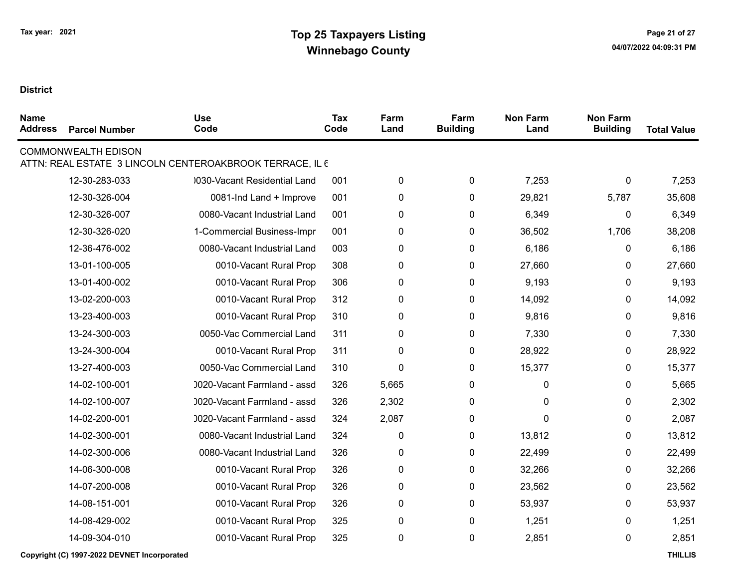# Top 25 Taxpayers Listing
## Winnebago County

Tax year: 2021

**District**

| Name Address | Parcel Number | Use Code | Tax Code | Farm Land | Farm Building | Non Farm Land | Non Farm Building | Total Value |
|---|---|---|---|---|---|---|---|---|
| COMMONWEALTH EDISON | | | | | | | | |
| ATTN: REAL ESTATE 3 LINCOLN CENTEROAKBROOK TERRACE, IL 6 | | | | | | | | |
| | 12-30-283-033 | )030-Vacant Residential Land | 001 | 0 | 0 | 7,253 | 0 | 7,253 |
| | 12-30-326-004 | 0081-Ind Land + Improve | 001 | 0 | 0 | 29,821 | 5,787 | 35,608 |
| | 12-30-326-007 | 0080-Vacant Industrial Land | 001 | 0 | 0 | 6,349 | 0 | 6,349 |
| | 12-30-326-020 | 1-Commercial Business-Impr | 001 | 0 | 0 | 36,502 | 1,706 | 38,208 |
| | 12-36-476-002 | 0080-Vacant Industrial Land | 003 | 0 | 0 | 6,186 | 0 | 6,186 |
| | 13-01-100-005 | 0010-Vacant Rural Prop | 308 | 0 | 0 | 27,660 | 0 | 27,660 |
| | 13-01-400-002 | 0010-Vacant Rural Prop | 306 | 0 | 0 | 9,193 | 0 | 9,193 |
| | 13-02-200-003 | 0010-Vacant Rural Prop | 312 | 0 | 0 | 14,092 | 0 | 14,092 |
| | 13-23-400-003 | 0010-Vacant Rural Prop | 310 | 0 | 0 | 9,816 | 0 | 9,816 |
| | 13-24-300-003 | 0050-Vac Commercial Land | 311 | 0 | 0 | 7,330 | 0 | 7,330 |
| | 13-24-300-004 | 0010-Vacant Rural Prop | 311 | 0 | 0 | 28,922 | 0 | 28,922 |
| | 13-27-400-003 | 0050-Vac Commercial Land | 310 | 0 | 0 | 15,377 | 0 | 15,377 |
| | 14-02-100-001 | )020-Vacant Farmland - assd | 326 | 5,665 | 0 | 0 | 0 | 5,665 |
| | 14-02-100-007 | )020-Vacant Farmland - assd | 326 | 2,302 | 0 | 0 | 0 | 2,302 |
| | 14-02-200-001 | )020-Vacant Farmland - assd | 324 | 2,087 | 0 | 0 | 0 | 2,087 |
| | 14-02-300-001 | 0080-Vacant Industrial Land | 324 | 0 | 0 | 13,812 | 0 | 13,812 |
| | 14-02-300-006 | 0080-Vacant Industrial Land | 326 | 0 | 0 | 22,499 | 0 | 22,499 |
| | 14-06-300-008 | 0010-Vacant Rural Prop | 326 | 0 | 0 | 32,266 | 0 | 32,266 |
| | 14-07-200-008 | 0010-Vacant Rural Prop | 326 | 0 | 0 | 23,562 | 0 | 23,562 |
| | 14-08-151-001 | 0010-Vacant Rural Prop | 326 | 0 | 0 | 53,937 | 0 | 53,937 |
| | 14-08-429-002 | 0010-Vacant Rural Prop | 325 | 0 | 0 | 1,251 | 0 | 1,251 |
| | 14-09-304-010 | 0010-Vacant Rural Prop | 325 | 0 | 0 | 2,851 | 0 | 2,851 |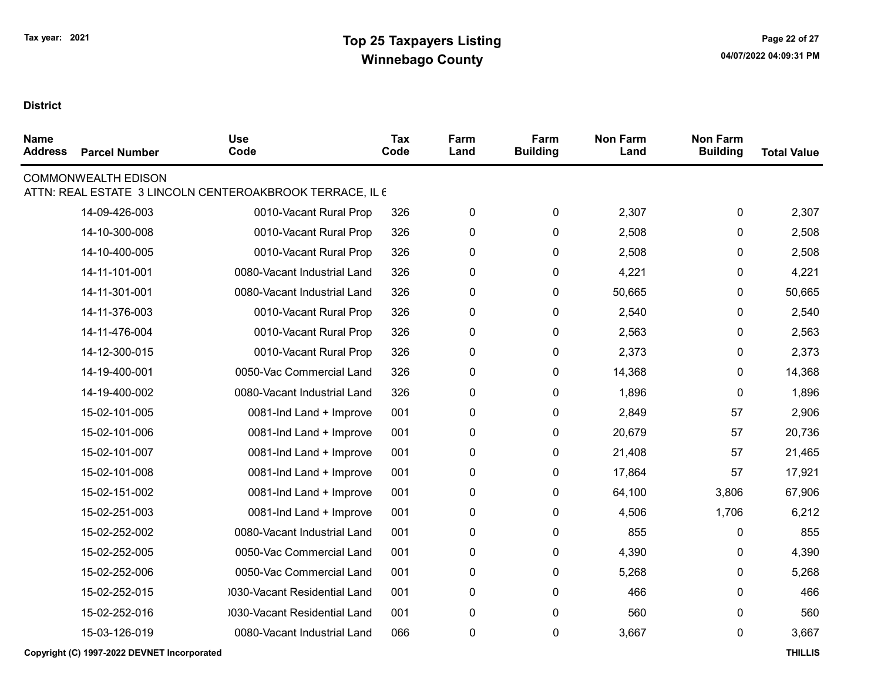# Top 25 Taxpayers Listing

## Winnebago County

Tax year: 2021

**District**

| Name Address | Parcel Number | Use Code | Tax Code | Farm Land | Farm Building | Non Farm Land | Non Farm Building | Total Value |
|---|---|---|---|---|---|---|---|---|
| COMMONWEALTH EDISON | | | | | | | | |
| ATTN: REAL ESTATE 3 LINCOLN CENTEROAKBROOK TERRACE, IL 6 | | | | | | | | |
| | 14-09-426-003 | 0010-Vacant Rural Prop | 326 | 0 | 0 | 2,307 | 0 | 2,307 |
| | 14-10-300-008 | 0010-Vacant Rural Prop | 326 | 0 | 0 | 2,508 | 0 | 2,508 |
| | 14-10-400-005 | 0010-Vacant Rural Prop | 326 | 0 | 0 | 2,508 | 0 | 2,508 |
| | 14-11-101-001 | 0080-Vacant Industrial Land | 326 | 0 | 0 | 4,221 | 0 | 4,221 |
| | 14-11-301-001 | 0080-Vacant Industrial Land | 326 | 0 | 0 | 50,665 | 0 | 50,665 |
| | 14-11-376-003 | 0010-Vacant Rural Prop | 326 | 0 | 0 | 2,540 | 0 | 2,540 |
| | 14-11-476-004 | 0010-Vacant Rural Prop | 326 | 0 | 0 | 2,563 | 0 | 2,563 |
| | 14-12-300-015 | 0010-Vacant Rural Prop | 326 | 0 | 0 | 2,373 | 0 | 2,373 |
| | 14-19-400-001 | 0050-Vac Commercial Land | 326 | 0 | 0 | 14,368 | 0 | 14,368 |
| | 14-19-400-002 | 0080-Vacant Industrial Land | 326 | 0 | 0 | 1,896 | 0 | 1,896 |
| | 15-02-101-005 | 0081-Ind Land + Improve | 001 | 0 | 0 | 2,849 | 57 | 2,906 |
| | 15-02-101-006 | 0081-Ind Land + Improve | 001 | 0 | 0 | 20,679 | 57 | 20,736 |
| | 15-02-101-007 | 0081-Ind Land + Improve | 001 | 0 | 0 | 21,408 | 57 | 21,465 |
| | 15-02-101-008 | 0081-Ind Land + Improve | 001 | 0 | 0 | 17,864 | 57 | 17,921 |
| | 15-02-151-002 | 0081-Ind Land + Improve | 001 | 0 | 0 | 64,100 | 3,806 | 67,906 |
| | 15-02-251-003 | 0081-Ind Land + Improve | 001 | 0 | 0 | 4,506 | 1,706 | 6,212 |
| | 15-02-252-002 | 0080-Vacant Industrial Land | 001 | 0 | 0 | 855 | 0 | 855 |
| | 15-02-252-005 | 0050-Vac Commercial Land | 001 | 0 | 0 | 4,390 | 0 | 4,390 |
| | 15-02-252-006 | 0050-Vac Commercial Land | 001 | 0 | 0 | 5,268 | 0 | 5,268 |
| | 15-02-252-015 | 0030-Vacant Residential Land | 001 | 0 | 0 | 466 | 0 | 466 |
| | 15-02-252-016 | 0030-Vacant Residential Land | 001 | 0 | 0 | 560 | 0 | 560 |
| | 15-03-126-019 | 0080-Vacant Industrial Land | 066 | 0 | 0 | 3,667 | 0 | 3,667 |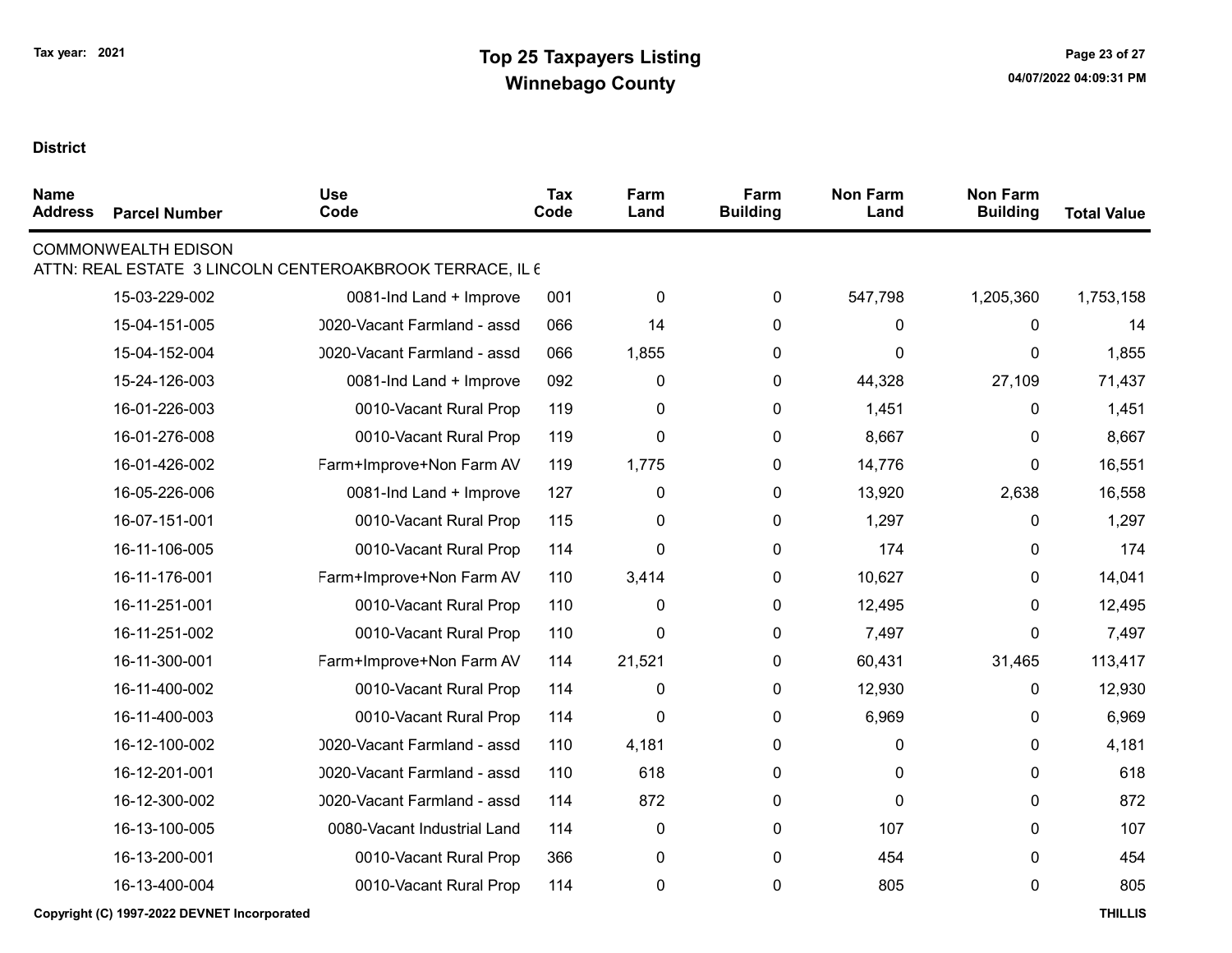Tax year: 2021

# Top 25 Taxpayers Listing
## Winnebago County

**District**

| Name Address | Parcel Number | Use Code | Tax Code | Farm Land | Farm Building | Non Farm Land | Non Farm Building | Total Value |
|---|---|---|---|---|---|---|---|---|
| COMMONWEALTH EDISON | | | | | | | | |
| ATTN: REAL ESTATE 3 LINCOLN CENTEROAKBROOK TERRACE, IL 6 | | | | | | | | |
| | 15-03-229-002 | 0081-Ind Land + Improve | 001 | 0 | 0 | 547,798 | 1,205,360 | 1,753,158 |
| | 15-04-151-005 | 0020-Vacant Farmland - assd | 066 | 14 | 0 | 0 | 0 | 14 |
| | 15-04-152-004 | 0020-Vacant Farmland - assd | 066 | 1,855 | 0 | 0 | 0 | 1,855 |
| | 15-24-126-003 | 0081-Ind Land + Improve | 092 | 0 | 0 | 44,328 | 27,109 | 71,437 |
| | 16-01-226-003 | 0010-Vacant Rural Prop | 119 | 0 | 0 | 1,451 | 0 | 1,451 |
| | 16-01-276-008 | 0010-Vacant Rural Prop | 119 | 0 | 0 | 8,667 | 0 | 8,667 |
| | 16-01-426-002 | Farm+Improve+Non Farm AV | 119 | 1,775 | 0 | 14,776 | 0 | 16,551 |
| | 16-05-226-006 | 0081-Ind Land + Improve | 127 | 0 | 0 | 13,920 | 2,638 | 16,558 |
| | 16-07-151-001 | 0010-Vacant Rural Prop | 115 | 0 | 0 | 1,297 | 0 | 1,297 |
| | 16-11-106-005 | 0010-Vacant Rural Prop | 114 | 0 | 0 | 174 | 0 | 174 |
| | 16-11-176-001 | Farm+Improve+Non Farm AV | 110 | 3,414 | 0 | 10,627 | 0 | 14,041 |
| | 16-11-251-001 | 0010-Vacant Rural Prop | 110 | 0 | 0 | 12,495 | 0 | 12,495 |
| | 16-11-251-002 | 0010-Vacant Rural Prop | 110 | 0 | 0 | 7,497 | 0 | 7,497 |
| | 16-11-300-001 | Farm+Improve+Non Farm AV | 114 | 21,521 | 0 | 60,431 | 31,465 | 113,417 |
| | 16-11-400-002 | 0010-Vacant Rural Prop | 114 | 0 | 0 | 12,930 | 0 | 12,930 |
| | 16-11-400-003 | 0010-Vacant Rural Prop | 114 | 0 | 0 | 6,969 | 0 | 6,969 |
| | 16-12-100-002 | 0020-Vacant Farmland - assd | 110 | 4,181 | 0 | 0 | 0 | 4,181 |
| | 16-12-201-001 | 0020-Vacant Farmland - assd | 110 | 618 | 0 | 0 | 0 | 618 |
| | 16-12-300-002 | 0020-Vacant Farmland - assd | 114 | 872 | 0 | 0 | 0 | 872 |
| | 16-13-100-005 | 0080-Vacant Industrial Land | 114 | 0 | 0 | 107 | 0 | 107 |
| | 16-13-200-001 | 0010-Vacant Rural Prop | 366 | 0 | 0 | 454 | 0 | 454 |
| | 16-13-400-004 | 0010-Vacant Rural Prop | 114 | 0 | 0 | 805 | 0 | 805 |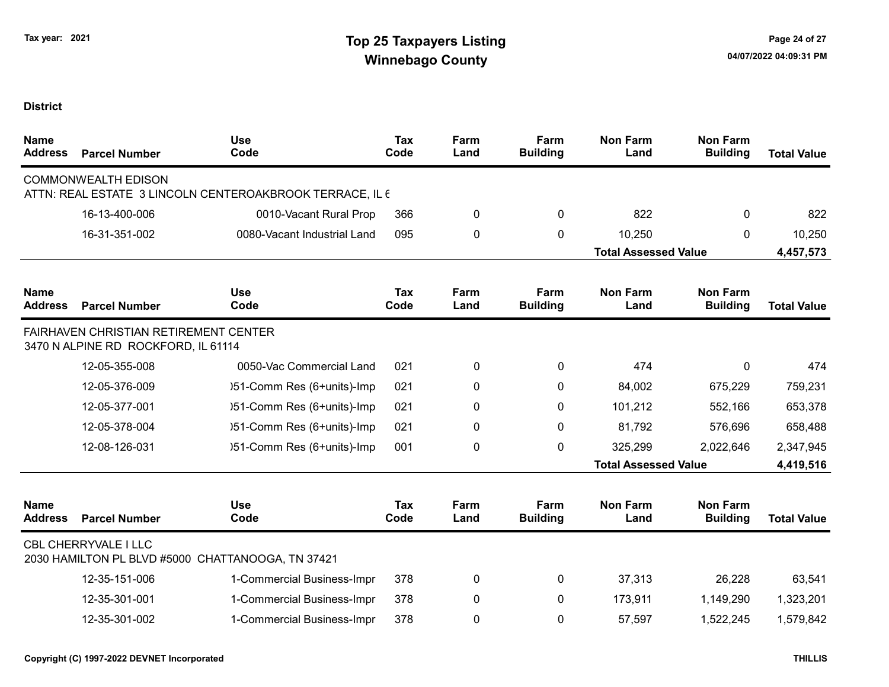Tax year: 2021

# Top 25 Taxpayers Listing
## Winnebago County

**District**

| Name Address | Parcel Number | Use Code | Tax Code | Farm Land | Farm Building | Non Farm Land | Non Farm Building | Total Value |
|---|---|---|---|---|---|---|---|---|
| COMMONWEALTH EDISON | | | | | | | | |
| ATTN: REAL ESTATE 3 LINCOLN CENTEROAKBROOK TERRACE, IL 6 | | | | | | | | |
| | 16-13-400-006 | 0010-Vacant Rural Prop | 366 | 0 | 0 | 822 | 0 | 822 |
| | 16-31-351-002 | 0080-Vacant Industrial Land | 095 | 0 | 0 | 10,250 | 0 | 10,250 |
| | | | | | | **Total Assessed Value** | | **4,457,573** |

| Name Address | Parcel Number | Use Code | Tax Code | Farm Land | Farm Building | Non Farm Land | Non Farm Building | Total Value |
|---|---|---|---|---|---|---|---|---|
| FAIRHAVEN CHRISTIAN RETIREMENT CENTER | | | | | | | | |
| 3470 N ALPINE RD ROCKFORD, IL 61114 | | | | | | | | |
| | 12-05-355-008 | 0050-Vac Commercial Land | 021 | 0 | 0 | 474 | 0 | 474 |
| | 12-05-376-009 | )51-Comm Res (6+units)-Imp | 021 | 0 | 0 | 84,002 | 675,229 | 759,231 |
| | 12-05-377-001 | )51-Comm Res (6+units)-Imp | 021 | 0 | 0 | 101,212 | 552,166 | 653,378 |
| | 12-05-378-004 | )51-Comm Res (6+units)-Imp | 021 | 0 | 0 | 81,792 | 576,696 | 658,488 |
| | 12-08-126-031 | )51-Comm Res (6+units)-Imp | 001 | 0 | 0 | 325,299 | 2,022,646 | 2,347,945 |
| | | | | | | **Total Assessed Value** | | **4,419,516** |

| Name Address | Parcel Number | Use Code | Tax Code | Farm Land | Farm Building | Non Farm Land | Non Farm Building | Total Value |
|---|---|---|---|---|---|---|---|---|
| CBL CHERRYVALE I LLC | | | | | | | | |
| 2030 HAMILTON PL BLVD #5000 CHATTANOOGA, TN 37421 | | | | | | | | |
| | 12-35-151-006 | 1-Commercial Business-Impr | 378 | 0 | 0 | 37,313 | 26,228 | 63,541 |
| | 12-35-301-001 | 1-Commercial Business-Impr | 378 | 0 | 0 | 173,911 | 1,149,290 | 1,323,201 |
| | 12-35-301-002 | 1-Commercial Business-Impr | 378 | 0 | 0 | 57,597 | 1,522,245 | 1,579,842 |

Copyright (C) 1997-2022 DEVNET Incorporated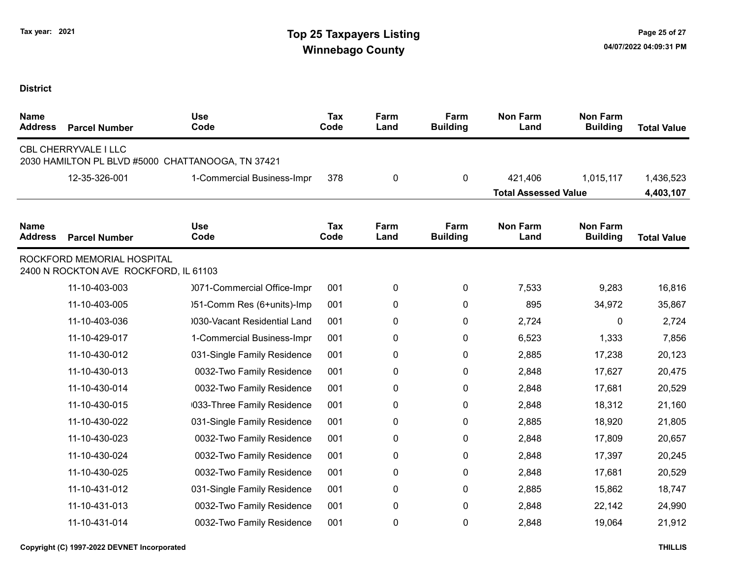Tax year: 2021

# Top 25 Taxpayers Listing
## Winnebago County

**District**

| Name Address | Parcel Number | Use Code | Tax Code | Farm Land | Farm Building | Non Farm Land | Non Farm Building | Total Value |
|---|---|---|---|---|---|---|---|---|
| CBL CHERRYVALE I LLC<br>2030 HAMILTON PL BLVD #5000 CHATTANOOGA, TN 37421 | | | | | | | | |
| | 12-35-326-001 | 1-Commercial Business-Impr | 378 | 0 | 0 | 421,406 | 1,015,117 | 1,436,523 |
| | | | | | | **Total Assessed Value** | | **4,403,107** |

| Name Address | Parcel Number | Use Code | Tax Code | Farm Land | Farm Building | Non Farm Land | Non Farm Building | Total Value |
|---|---|---|---|---|---|---|---|---|
| ROCKFORD MEMORIAL HOSPITAL<br>2400 N ROCKTON AVE ROCKFORD, IL 61103 | | | | | | | | |
| | 11-10-403-003 | )071-Commercial Office-Impr | 001 | 0 | 0 | 7,533 | 9,283 | 16,816 |
| | 11-10-403-005 | )51-Comm Res (6+units)-Imp | 001 | 0 | 0 | 895 | 34,972 | 35,867 |
| | 11-10-403-036 | )030-Vacant Residential Land | 001 | 0 | 0 | 2,724 | 0 | 2,724 |
| | 11-10-429-017 | 1-Commercial Business-Impr | 001 | 0 | 0 | 6,523 | 1,333 | 7,856 |
| | 11-10-430-012 | 031-Single Family Residence | 001 | 0 | 0 | 2,885 | 17,238 | 20,123 |
| | 11-10-430-013 | 0032-Two Family Residence | 001 | 0 | 0 | 2,848 | 17,627 | 20,475 |
| | 11-10-430-014 | 0032-Two Family Residence | 001 | 0 | 0 | 2,848 | 17,681 | 20,529 |
| | 11-10-430-015 | )033-Three Family Residence | 001 | 0 | 0 | 2,848 | 18,312 | 21,160 |
| | 11-10-430-022 | 031-Single Family Residence | 001 | 0 | 0 | 2,885 | 18,920 | 21,805 |
| | 11-10-430-023 | 0032-Two Family Residence | 001 | 0 | 0 | 2,848 | 17,809 | 20,657 |
| | 11-10-430-024 | 0032-Two Family Residence | 001 | 0 | 0 | 2,848 | 17,397 | 20,245 |
| | 11-10-430-025 | 0032-Two Family Residence | 001 | 0 | 0 | 2,848 | 17,681 | 20,529 |
| | 11-10-431-012 | 031-Single Family Residence | 001 | 0 | 0 | 2,885 | 15,862 | 18,747 |
| | 11-10-431-013 | 0032-Two Family Residence | 001 | 0 | 0 | 2,848 | 22,142 | 24,990 |
| | 11-10-431-014 | 0032-Two Family Residence | 001 | 0 | 0 | 2,848 | 19,064 | 21,912 |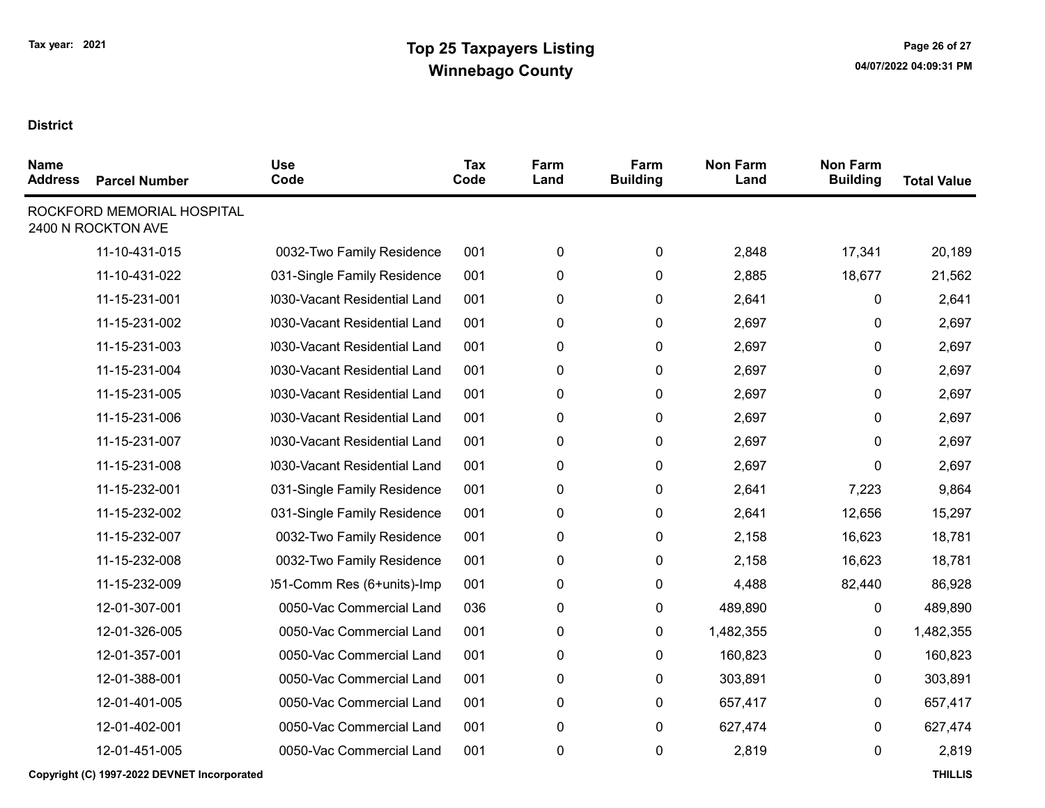# Top 25 Taxpayers Listing
## Winnebago County

Tax year: 2021

**District**

| Name Address | Parcel Number | Use Code | Tax Code | Farm Land | Farm Building | Non Farm Land | Non Farm Building | Total Value |
|---|---|---|---|---|---|---|---|---|
| ROCKFORD MEMORIAL HOSPITAL 2400 N ROCKTON AVE | | | | | | | | |
| | 11-10-431-015 | 0032-Two Family Residence | 001 | 0 | 0 | 2,848 | 17,341 | 20,189 |
| | 11-10-431-022 | 031-Single Family Residence | 001 | 0 | 0 | 2,885 | 18,677 | 21,562 |
| | 11-15-231-001 | )030-Vacant Residential Land | 001 | 0 | 0 | 2,641 | 0 | 2,641 |
| | 11-15-231-002 | )030-Vacant Residential Land | 001 | 0 | 0 | 2,697 | 0 | 2,697 |
| | 11-15-231-003 | )030-Vacant Residential Land | 001 | 0 | 0 | 2,697 | 0 | 2,697 |
| | 11-15-231-004 | )030-Vacant Residential Land | 001 | 0 | 0 | 2,697 | 0 | 2,697 |
| | 11-15-231-005 | )030-Vacant Residential Land | 001 | 0 | 0 | 2,697 | 0 | 2,697 |
| | 11-15-231-006 | )030-Vacant Residential Land | 001 | 0 | 0 | 2,697 | 0 | 2,697 |
| | 11-15-231-007 | )030-Vacant Residential Land | 001 | 0 | 0 | 2,697 | 0 | 2,697 |
| | 11-15-231-008 | )030-Vacant Residential Land | 001 | 0 | 0 | 2,697 | 0 | 2,697 |
| | 11-15-232-001 | 031-Single Family Residence | 001 | 0 | 0 | 2,641 | 7,223 | 9,864 |
| | 11-15-232-002 | 031-Single Family Residence | 001 | 0 | 0 | 2,641 | 12,656 | 15,297 |
| | 11-15-232-007 | 0032-Two Family Residence | 001 | 0 | 0 | 2,158 | 16,623 | 18,781 |
| | 11-15-232-008 | 0032-Two Family Residence | 001 | 0 | 0 | 2,158 | 16,623 | 18,781 |
| | 11-15-232-009 | )51-Comm Res (6+units)-Imp | 001 | 0 | 0 | 4,488 | 82,440 | 86,928 |
| | 12-01-307-001 | 0050-Vac Commercial Land | 036 | 0 | 0 | 489,890 | 0 | 489,890 |
| | 12-01-326-005 | 0050-Vac Commercial Land | 001 | 0 | 0 | 1,482,355 | 0 | 1,482,355 |
| | 12-01-357-001 | 0050-Vac Commercial Land | 001 | 0 | 0 | 160,823 | 0 | 160,823 |
| | 12-01-388-001 | 0050-Vac Commercial Land | 001 | 0 | 0 | 303,891 | 0 | 303,891 |
| | 12-01-401-005 | 0050-Vac Commercial Land | 001 | 0 | 0 | 657,417 | 0 | 657,417 |
| | 12-01-402-001 | 0050-Vac Commercial Land | 001 | 0 | 0 | 627,474 | 0 | 627,474 |
| | 12-01-451-005 | 0050-Vac Commercial Land | 001 | 0 | 0 | 2,819 | 0 | 2,819 |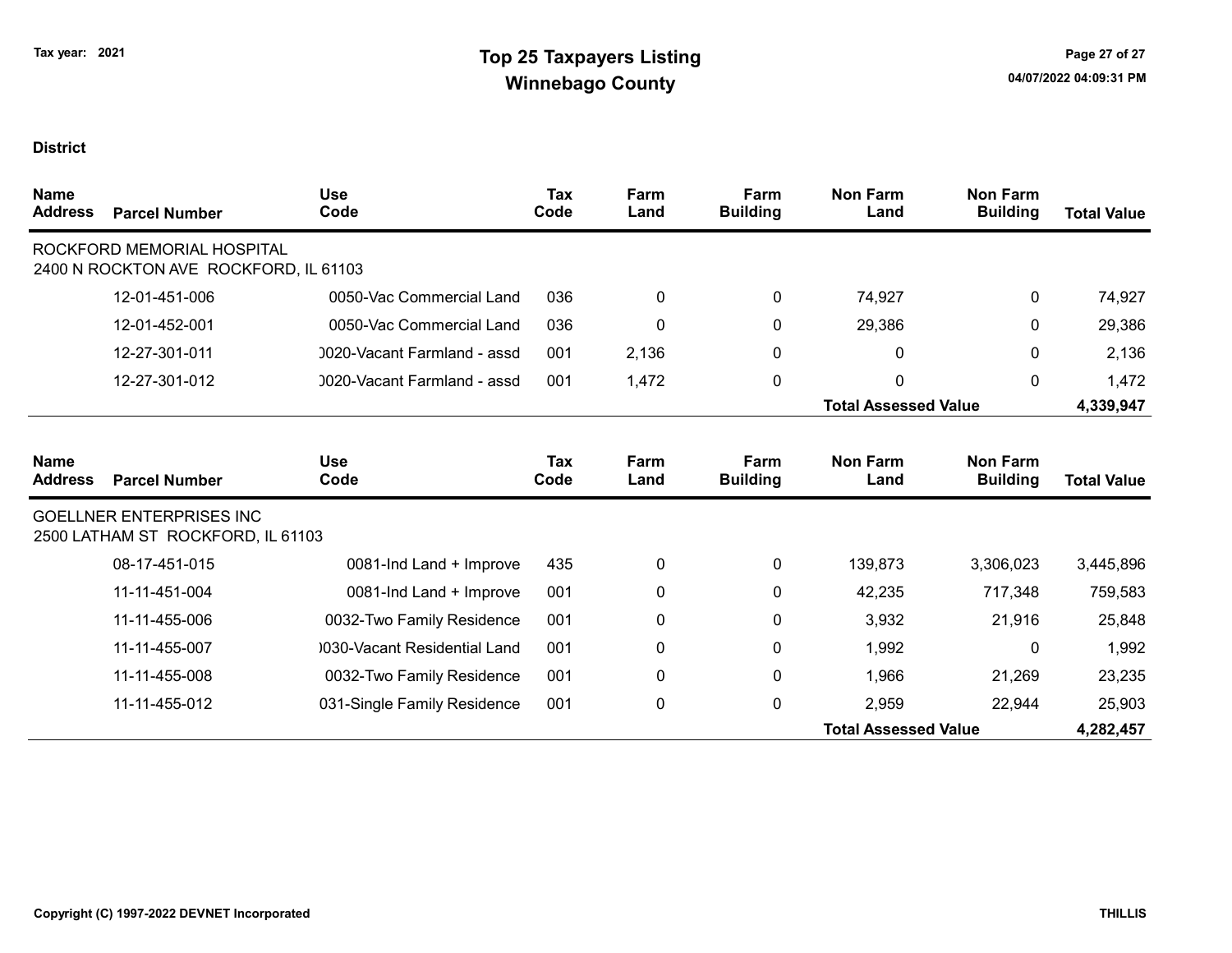Tax year: 2021

# Top 25 Taxpayers Listing
## Winnebago County

**District**

| Name / Address | Parcel Number | Use Code | Tax Code | Farm Land | Farm Building | Non Farm Land | Non Farm Building | Total Value |
|---|---|---|---|---|---|---|---|---|
| ROCKFORD MEMORIAL HOSPITAL<br>2400 N ROCKTON AVE ROCKFORD, IL 61103 | | | | | | | | |
| | 12-01-451-006 | 0050-Vac Commercial Land | 036 | 0 | 0 | 74,927 | 0 | 74,927 |
| | 12-01-452-001 | 0050-Vac Commercial Land | 036 | 0 | 0 | 29,386 | 0 | 29,386 |
| | 12-27-301-011 | )020-Vacant Farmland - assd | 001 | 2,136 | 0 | 0 | 0 | 2,136 |
| | 12-27-301-012 | )020-Vacant Farmland - assd | 001 | 1,472 | 0 | 0 | 0 | 1,472 |
| | | | | | | **Total Assessed Value** | | **4,339,947** |

| Name / Address | Parcel Number | Use Code | Tax Code | Farm Land | Farm Building | Non Farm Land | Non Farm Building | Total Value |
|---|---|---|---|---|---|---|---|---|
| GOELLNER ENTERPRISES INC<br>2500 LATHAM ST ROCKFORD, IL 61103 | | | | | | | | |
| | 08-17-451-015 | 0081-Ind Land + Improve | 435 | 0 | 0 | 139,873 | 3,306,023 | 3,445,896 |
| | 11-11-451-004 | 0081-Ind Land + Improve | 001 | 0 | 0 | 42,235 | 717,348 | 759,583 |
| | 11-11-455-006 | 0032-Two Family Residence | 001 | 0 | 0 | 3,932 | 21,916 | 25,848 |
| | 11-11-455-007 | )030-Vacant Residential Land | 001 | 0 | 0 | 1,992 | 0 | 1,992 |
| | 11-11-455-008 | 0032-Two Family Residence | 001 | 0 | 0 | 1,966 | 21,269 | 23,235 |
| | 11-11-455-012 | 031-Single Family Residence | 001 | 0 | 0 | 2,959 | 22,944 | 25,903 |
| | | | | | | **Total Assessed Value** | | **4,282,457** |